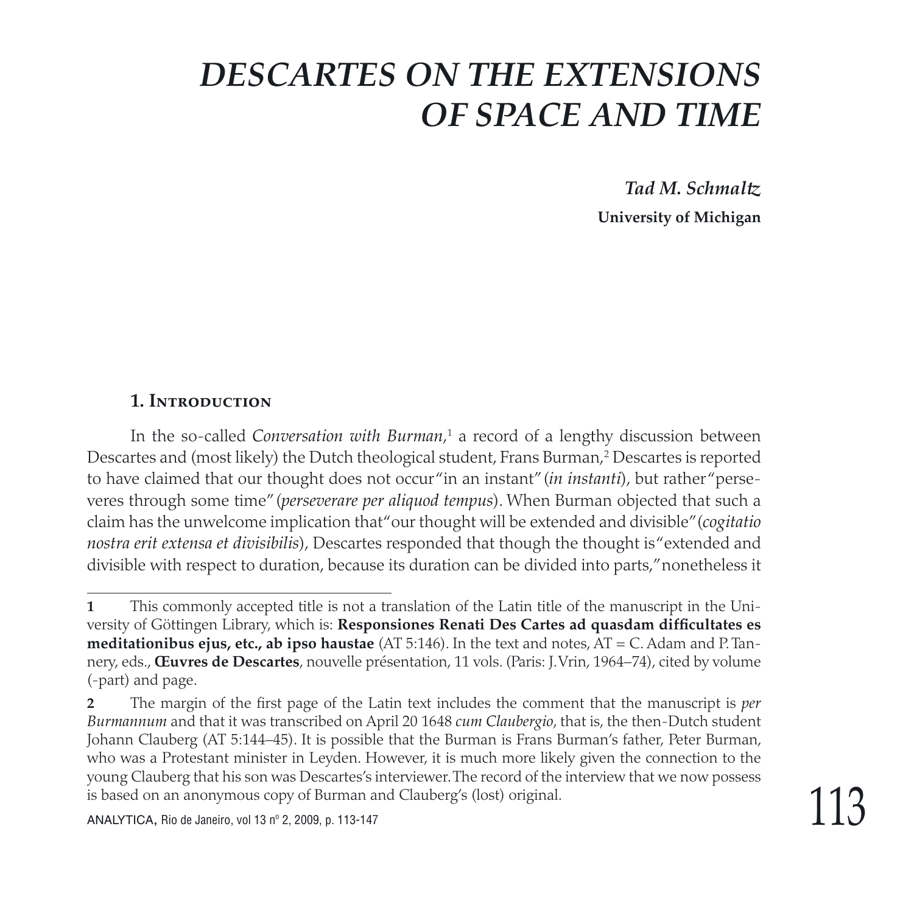# *DESCARTES ON THE EXTENSIONS OF SPACE AND TIME*

***Tad M. Schmaltz***
**University of Michigan**

## 1. Introduction

In the so-called *Conversation with Burman*,[1] a record of a lengthy discussion between Descartes and (most likely) the Dutch theological student, Frans Burman,[2] Descartes is reported to have claimed that our thought does not occur "in an instant" (*in instanti*), but rather "perseveres through some time" (*perseverare per aliquod tempus*). When Burman objected that such a claim has the unwelcome implication that "our thought will be extended and divisible" (*cogitatio nostra erit extensa et divisibilis*), Descartes responded that though the thought is "extended and divisible with respect to duration, because its duration can be divided into parts," nonetheless it

---

**1** This commonly accepted title is not a translation of the Latin title of the manuscript in the University of Göttingen Library, which is: **Responsiones Renati Des Cartes ad quasdam difficultates es meditationibus ejus, etc., ab ipso haustae** (AT 5:146). In the text and notes, AT = C. Adam and P. Tannery, eds., **Œuvres de Descartes**, nouvelle présentation, 11 vols. (Paris: J. Vrin, 1964–74), cited by volume (-part) and page.

**2** The margin of the first page of the Latin text includes the comment that the manuscript is *per Burmannum* and that it was transcribed on April 20 1648 *cum Claubergio*, that is, the then-Dutch student Johann Clauberg (AT 5:144–45). It is possible that the Burman is Frans Burman's father, Peter Burman, who was a Protestant minister in Leyden. However, it is much more likely given the connection to the young Clauberg that his son was Descartes's interviewer. The record of the interview that we now possess is based on an anonymous copy of Burman and Clauberg's (lost) original.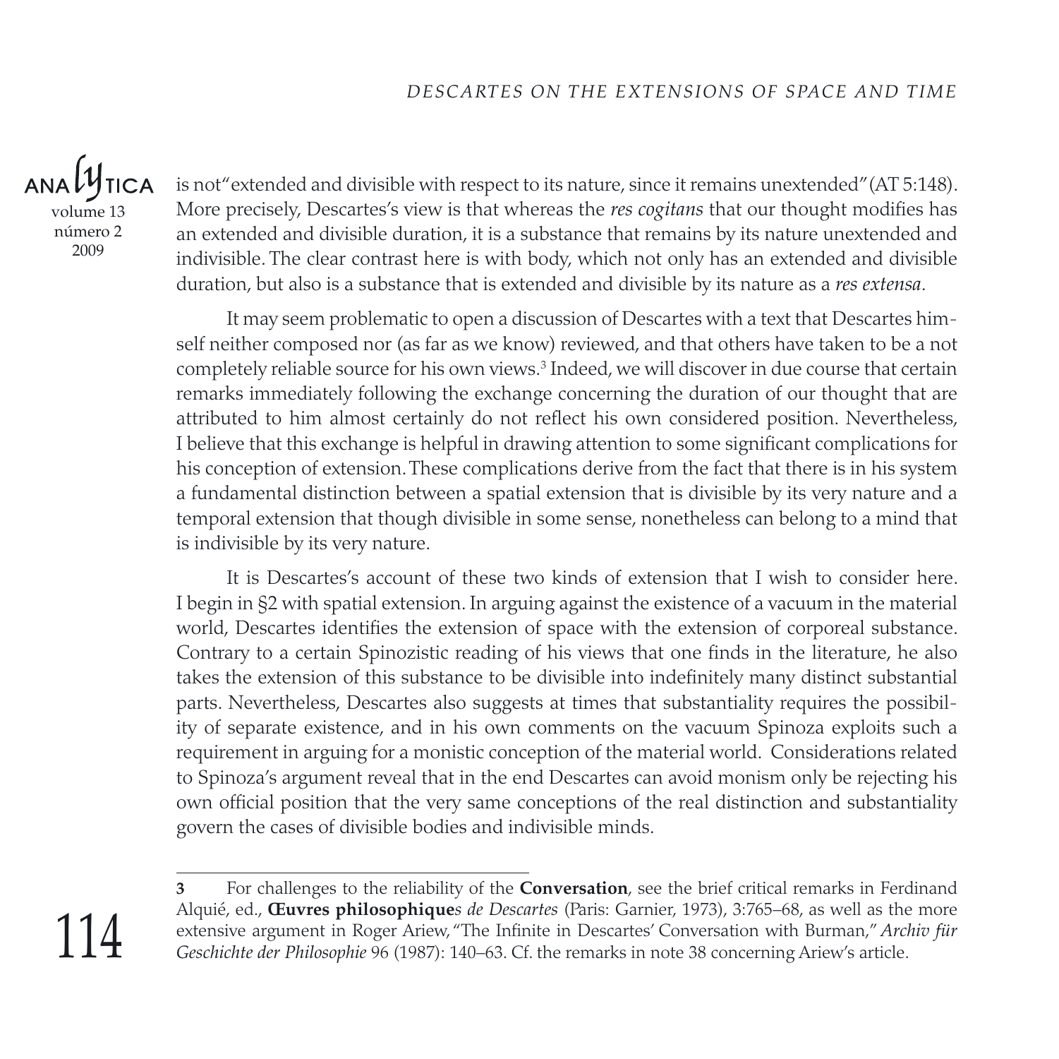is not "extended and divisible with respect to its nature, since it remains unextended" (AT 5:148). More precisely, Descartes's view is that whereas the *res cogitans* that our thought modifies has an extended and divisible duration, it is a substance that remains by its nature unextended and indivisible. The clear contrast here is with body, which not only has an extended and divisible duration, but also is a substance that is extended and divisible by its nature as a *res extensa*.

It may seem problematic to open a discussion of Descartes with a text that Descartes himself neither composed nor (as far as we know) reviewed, and that others have taken to be a not completely reliable source for his own views.[3] Indeed, we will discover in due course that certain remarks immediately following the exchange concerning the duration of our thought that are attributed to him almost certainly do not reflect his own considered position. Nevertheless, I believe that this exchange is helpful in drawing attention to some significant complications for his conception of extension. These complications derive from the fact that there is in his system a fundamental distinction between a spatial extension that is divisible by its very nature and a temporal extension that though divisible in some sense, nonetheless can belong to a mind that is indivisible by its very nature.

It is Descartes's account of these two kinds of extension that I wish to consider here. I begin in §2 with spatial extension. In arguing against the existence of a vacuum in the material world, Descartes identifies the extension of space with the extension of corporeal substance. Contrary to a certain Spinozistic reading of his views that one finds in the literature, he also takes the extension of this substance to be divisible into indefinitely many distinct substantial parts. Nevertheless, Descartes also suggests at times that substantiality requires the possibility of separate existence, and in his own comments on the vacuum Spinoza exploits such a requirement in arguing for a monistic conception of the material world. Considerations related to Spinoza's argument reveal that in the end Descartes can avoid monism only be rejecting his own official position that the very same conceptions of the real distinction and substantiality govern the cases of divisible bodies and indivisible minds.

---

[3] For challenges to the reliability of the **Conversation**, see the brief critical remarks in Ferdinand Alquié, ed., **Œuvres philosophique***s de Descartes* (Paris: Garnier, 1973), 3:765–68, as well as the more extensive argument in Roger Ariew, "The Infinite in Descartes' Conversation with Burman," *Archiv für Geschichte der Philosophie* 96 (1987): 140–63. Cf. the remarks in note 38 concerning Ariew's article.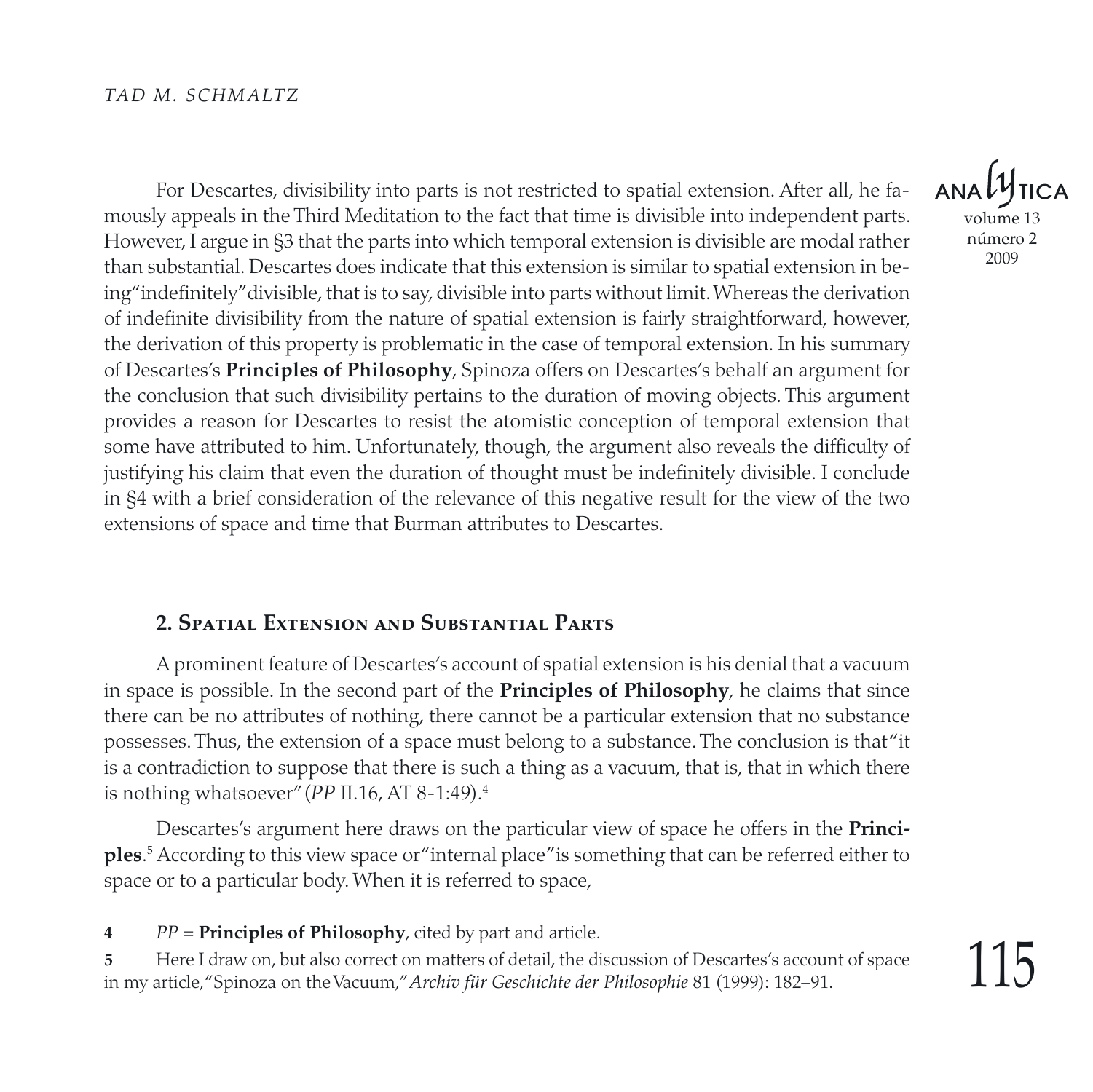For Descartes, divisibility into parts is not restricted to spatial extension. After all, he famously appeals in the Third Meditation to the fact that time is divisible into independent parts. However, I argue in §3 that the parts into which temporal extension is divisible are modal rather than substantial. Descartes does indicate that this extension is similar to spatial extension in being "indefinitely" divisible, that is to say, divisible into parts without limit. Whereas the derivation of indefinite divisibility from the nature of spatial extension is fairly straightforward, however, the derivation of this property is problematic in the case of temporal extension. In his summary of Descartes's **Principles of Philosophy**, Spinoza offers on Descartes's behalf an argument for the conclusion that such divisibility pertains to the duration of moving objects. This argument provides a reason for Descartes to resist the atomistic conception of temporal extension that some have attributed to him. Unfortunately, though, the argument also reveals the difficulty of justifying his claim that even the duration of thought must be indefinitely divisible. I conclude in §4 with a brief consideration of the relevance of this negative result for the view of the two extensions of space and time that Burman attributes to Descartes.

## 2. Spatial Extension and Substantial Parts

A prominent feature of Descartes's account of spatial extension is his denial that a vacuum in space is possible. In the second part of the **Principles of Philosophy**, he claims that since there can be no attributes of nothing, there cannot be a particular extension that no substance possesses. Thus, the extension of a space must belong to a substance. The conclusion is that "it is a contradiction to suppose that there is such a thing as a vacuum, that is, that in which there is nothing whatsoever" (*PP* II.16, AT 8-1:49).[4]

Descartes's argument here draws on the particular view of space he offers in the **Principles**.[5] According to this view space or "internal place" is something that can be referred either to space or to a particular body. When it is referred to space,

---

**4** *PP* = **Principles of Philosophy**, cited by part and article.

**5** Here I draw on, but also correct on matters of detail, the discussion of Descartes's account of space in my article, "Spinoza on the Vacuum," *Archiv für Geschichte der Philosophie* 81 (1999): 182–91.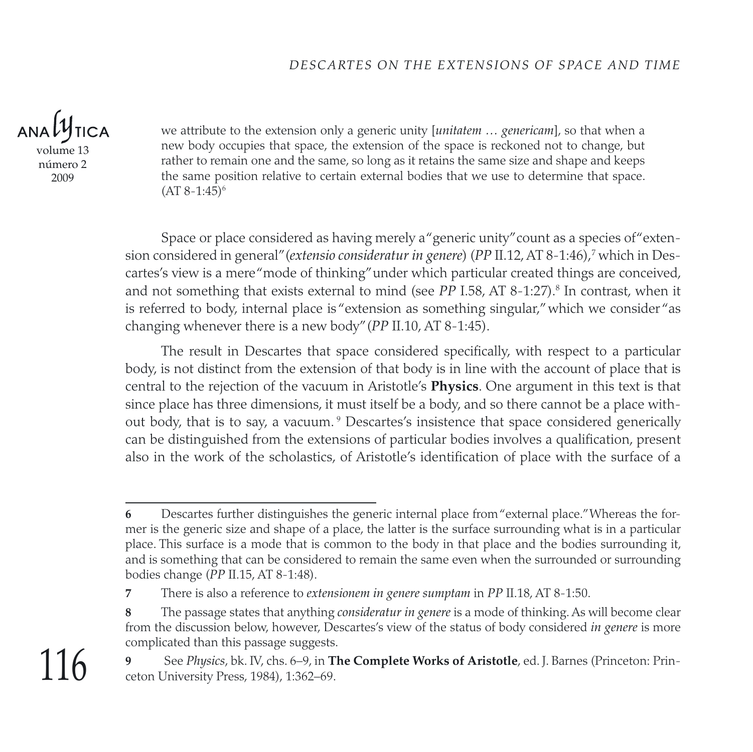we attribute to the extension only a generic unity [*unitatem … genericam*], so that when a new body occupies that space, the extension of the space is reckoned not to change, but rather to remain one and the same, so long as it retains the same size and shape and keeps the same position relative to certain external bodies that we use to determine that space. (AT 8-1:45)[6]

Space or place considered as having merely a "generic unity" count as a species of "extension considered in general" (*extensio consideratur in genere*) (*PP* II.12, AT 8-1:46),[7] which in Descartes's view is a mere "mode of thinking" under which particular created things are conceived, and not something that exists external to mind (see *PP* I.58, AT 8-1:27).[8] In contrast, when it is referred to body, internal place is "extension as something singular," which we consider "as changing whenever there is a new body" (*PP* II.10, AT 8-1:45).

The result in Descartes that space considered specifically, with respect to a particular body, is not distinct from the extension of that body is in line with the account of place that is central to the rejection of the vacuum in Aristotle's **Physics**. One argument in this text is that since place has three dimensions, it must itself be a body, and so there cannot be a place without body, that is to say, a vacuum.[9] Descartes's insistence that space considered generically can be distinguished from the extensions of particular bodies involves a qualification, present also in the work of the scholastics, of Aristotle's identification of place with the surface of a

---

**6** Descartes further distinguishes the generic internal place from "external place." Whereas the former is the generic size and shape of a place, the latter is the surface surrounding what is in a particular place. This surface is a mode that is common to the body in that place and the bodies surrounding it, and is something that can be considered to remain the same even when the surrounded or surrounding bodies change (*PP* II.15, AT 8-1:48).

**7** There is also a reference to *extensionem in genere sumptam* in *PP* II.18, AT 8-1:50.

**8** The passage states that anything *consideratur in genere* is a mode of thinking. As will become clear from the discussion below, however, Descartes's view of the status of body considered *in genere* is more complicated than this passage suggests.

**9** See *Physics*, bk. IV, chs. 6–9, in **The Complete Works of Aristotle**, ed. J. Barnes (Princeton: Princeton University Press, 1984), 1:362–69.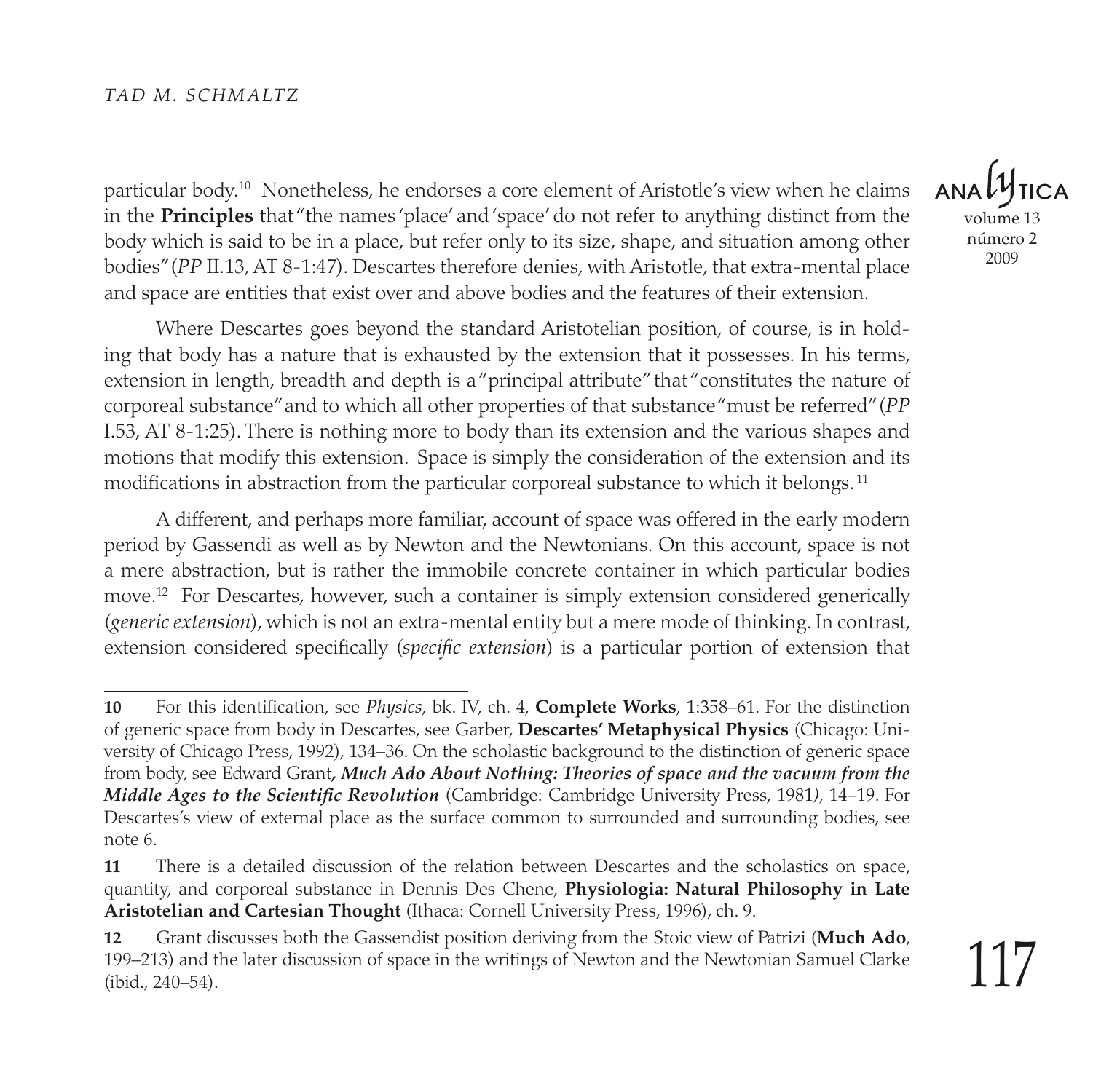particular body.[10] Nonetheless, he endorses a core element of Aristotle's view when he claims in the **Principles** that "the names 'place' and 'space' do not refer to anything distinct from the body which is said to be in a place, but refer only to its size, shape, and situation among other bodies" (*PP* II.13, AT 8-1:47). Descartes therefore denies, with Aristotle, that extra-mental place and space are entities that exist over and above bodies and the features of their extension.

Where Descartes goes beyond the standard Aristotelian position, of course, is in holding that body has a nature that is exhausted by the extension that it possesses. In his terms, extension in length, breadth and depth is a "principal attribute" that "constitutes the nature of corporeal substance" and to which all other properties of that substance "must be referred" (*PP* I.53, AT 8-1:25). There is nothing more to body than its extension and the various shapes and motions that modify this extension. Space is simply the consideration of the extension and its modifications in abstraction from the particular corporeal substance to which it belongs.[11]

A different, and perhaps more familiar, account of space was offered in the early modern period by Gassendi as well as by Newton and the Newtonians. On this account, space is not a mere abstraction, but is rather the immobile concrete container in which particular bodies move.[12] For Descartes, however, such a container is simply extension considered generically (*generic extension*), which is not an extra-mental entity but a mere mode of thinking. In contrast, extension considered specifically (*specific extension*) is a particular portion of extension that

---

**10** For this identification, see *Physics*, bk. IV, ch. 4, **Complete Works**, 1:358–61. For the distinction of generic space from body in Descartes, see Garber, **Descartes' Metaphysical Physics** (Chicago: University of Chicago Press, 1992), 134–36. On the scholastic background to the distinction of generic space from body, see Edward Grant***, Much Ado About Nothing: Theories of space and the vacuum from the Middle Ages to the Scientific Revolution*** (Cambridge: Cambridge University Press, 1981*)*, 14–19. For Descartes's view of external place as the surface common to surrounded and surrounding bodies, see note 6.

**11** There is a detailed discussion of the relation between Descartes and the scholastics on space, quantity, and corporeal substance in Dennis Des Chene, **Physiologia: Natural Philosophy in Late Aristotelian and Cartesian Thought** (Ithaca: Cornell University Press, 1996), ch. 9.

**12** Grant discusses both the Gassendist position deriving from the Stoic view of Patrizi (**Much Ado**, 199–213) and the later discussion of space in the writings of Newton and the Newtonian Samuel Clarke (ibid., 240–54).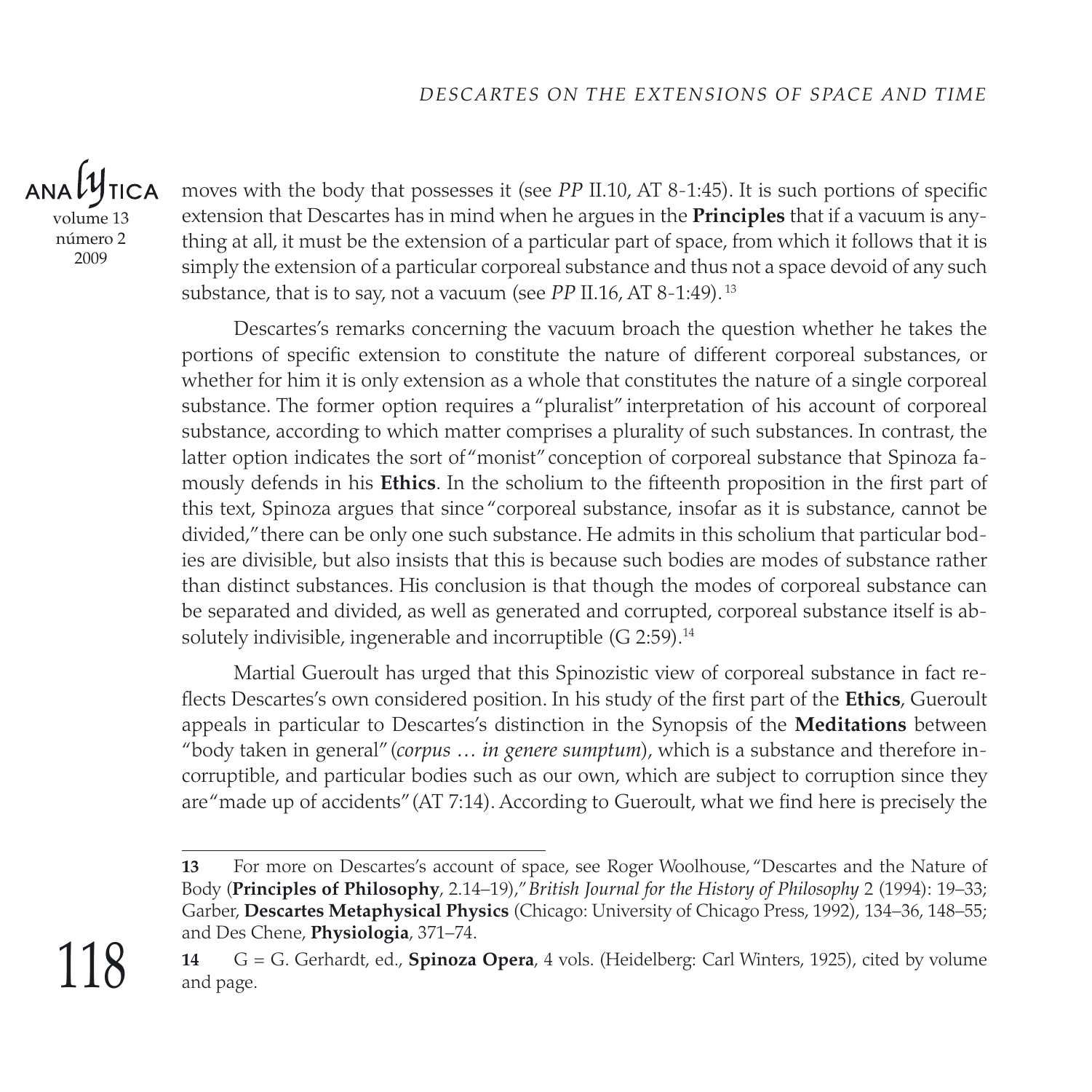moves with the body that possesses it (see *PP* II.10, AT 8-1:45). It is such portions of specific extension that Descartes has in mind when he argues in the **Principles** that if a vacuum is anything at all, it must be the extension of a particular part of space, from which it follows that it is simply the extension of a particular corporeal substance and thus not a space devoid of any such substance, that is to say, not a vacuum (see *PP* II.16, AT 8-1:49).[13]

Descartes's remarks concerning the vacuum broach the question whether he takes the portions of specific extension to constitute the nature of different corporeal substances, or whether for him it is only extension as a whole that constitutes the nature of a single corporeal substance. The former option requires a "pluralist" interpretation of his account of corporeal substance, according to which matter comprises a plurality of such substances. In contrast, the latter option indicates the sort of "monist" conception of corporeal substance that Spinoza famously defends in his **Ethics**. In the scholium to the fifteenth proposition in the first part of this text, Spinoza argues that since "corporeal substance, insofar as it is substance, cannot be divided," there can be only one such substance. He admits in this scholium that particular bodies are divisible, but also insists that this is because such bodies are modes of substance rather than distinct substances. His conclusion is that though the modes of corporeal substance can be separated and divided, as well as generated and corrupted, corporeal substance itself is absolutely indivisible, ingenerable and incorruptible (G 2:59).[14]

Martial Gueroult has urged that this Spinozistic view of corporeal substance in fact reflects Descartes's own considered position. In his study of the first part of the **Ethics**, Gueroult appeals in particular to Descartes's distinction in the Synopsis of the **Meditations** between "body taken in general" (*corpus … in genere sumptum*), which is a substance and therefore incorruptible, and particular bodies such as our own, which are subject to corruption since they are "made up of accidents" (AT 7:14). According to Gueroult, what we find here is precisely the

---

**13** For more on Descartes's account of space, see Roger Woolhouse, "Descartes and the Nature of Body (**Principles of Philosophy**, 2.14–19)," *British Journal for the History of Philosophy* 2 (1994): 19–33; Garber, **Descartes Metaphysical Physics** (Chicago: University of Chicago Press, 1992), 134–36, 148–55; and Des Chene, **Physiologia**, 371–74.

**14** G = G. Gerhardt, ed., **Spinoza Opera**, 4 vols. (Heidelberg: Carl Winters, 1925), cited by volume and page.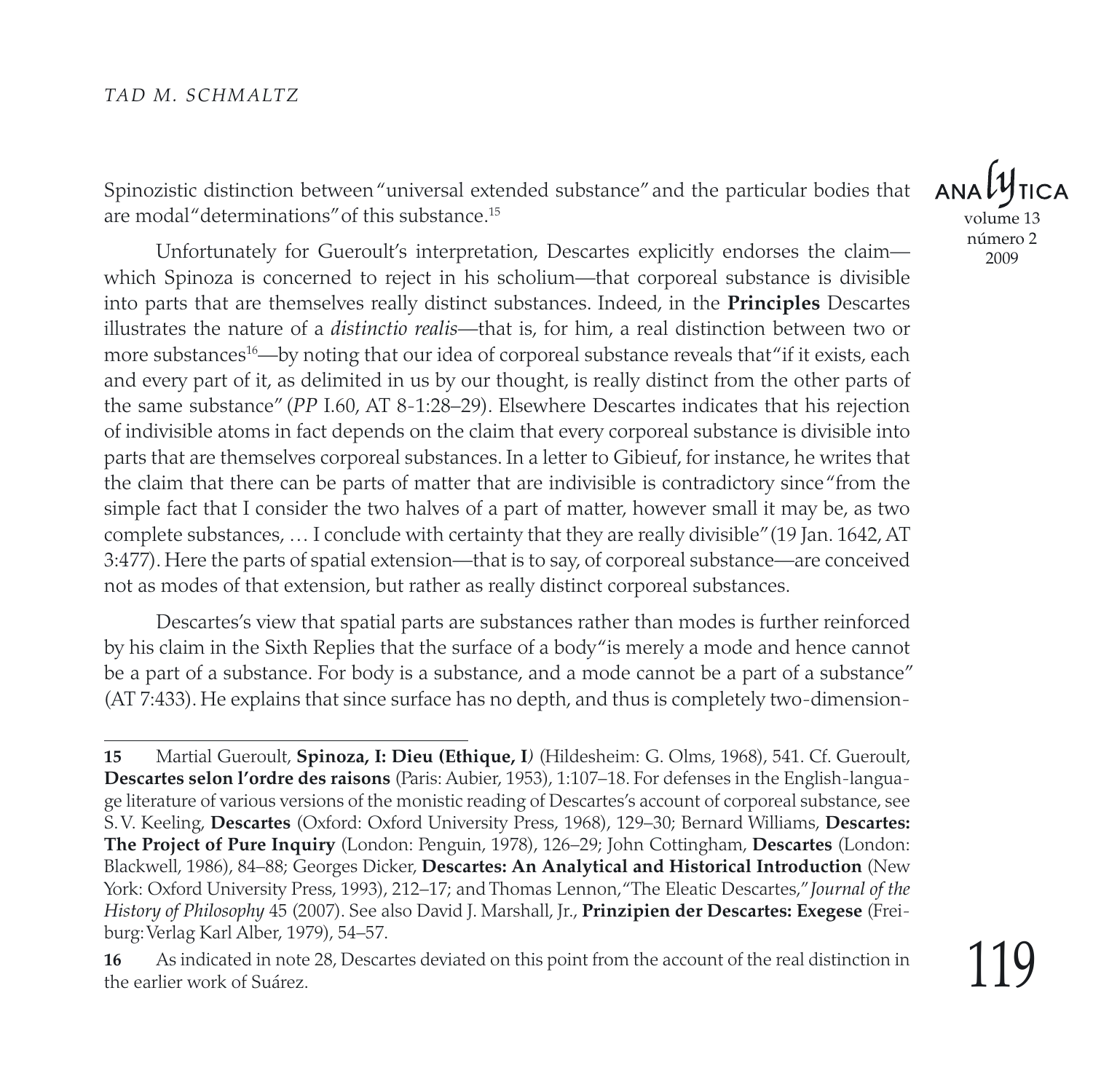Spinozistic distinction between "universal extended substance" and the particular bodies that are modal "determinations" of this substance.[15]

Unfortunately for Gueroult's interpretation, Descartes explicitly endorses the claim—which Spinoza is concerned to reject in his scholium—that corporeal substance is divisible into parts that are themselves really distinct substances. Indeed, in the **Principles** Descartes illustrates the nature of a *distinctio realis*—that is, for him, a real distinction between two or more substances[16]—by noting that our idea of corporeal substance reveals that "if it exists, each and every part of it, as delimited in us by our thought, is really distinct from the other parts of the same substance" (*PP* I.60, AT 8-1:28–29). Elsewhere Descartes indicates that his rejection of indivisible atoms in fact depends on the claim that every corporeal substance is divisible into parts that are themselves corporeal substances. In a letter to Gibieuf, for instance, he writes that the claim that there can be parts of matter that are indivisible is contradictory since "from the simple fact that I consider the two halves of a part of matter, however small it may be, as two complete substances, … I conclude with certainty that they are really divisible" (19 Jan. 1642, AT 3:477). Here the parts of spatial extension—that is to say, of corporeal substance—are conceived not as modes of that extension, but rather as really distinct corporeal substances.

Descartes's view that spatial parts are substances rather than modes is further reinforced by his claim in the Sixth Replies that the surface of a body "is merely a mode and hence cannot be a part of a substance. For body is a substance, and a mode cannot be a part of a substance" (AT 7:433). He explains that since surface has no depth, and thus is completely two-dimension-

---

**15** Martial Gueroult, **Spinoza, I: Dieu (Ethique, I**) (Hildesheim: G. Olms, 1968), 541. Cf. Gueroult, **Descartes selon l'ordre des raisons** (Paris: Aubier, 1953), 1:107–18. For defenses in the English-language literature of various versions of the monistic reading of Descartes's account of corporeal substance, see S. V. Keeling, **Descartes** (Oxford: Oxford University Press, 1968), 129–30; Bernard Williams, **Descartes: The Project of Pure Inquiry** (London: Penguin, 1978), 126–29; John Cottingham, **Descartes** (London: Blackwell, 1986), 84–88; Georges Dicker, **Descartes: An Analytical and Historical Introduction** (New York: Oxford University Press, 1993), 212–17; and Thomas Lennon, "The Eleatic Descartes," *Journal of the History of Philosophy* 45 (2007). See also David J. Marshall, Jr., **Prinzipien der Descartes: Exegese** (Freiburg: Verlag Karl Alber, 1979), 54–57.

**16** As indicated in note 28, Descartes deviated on this point from the account of the real distinction in the earlier work of Suárez.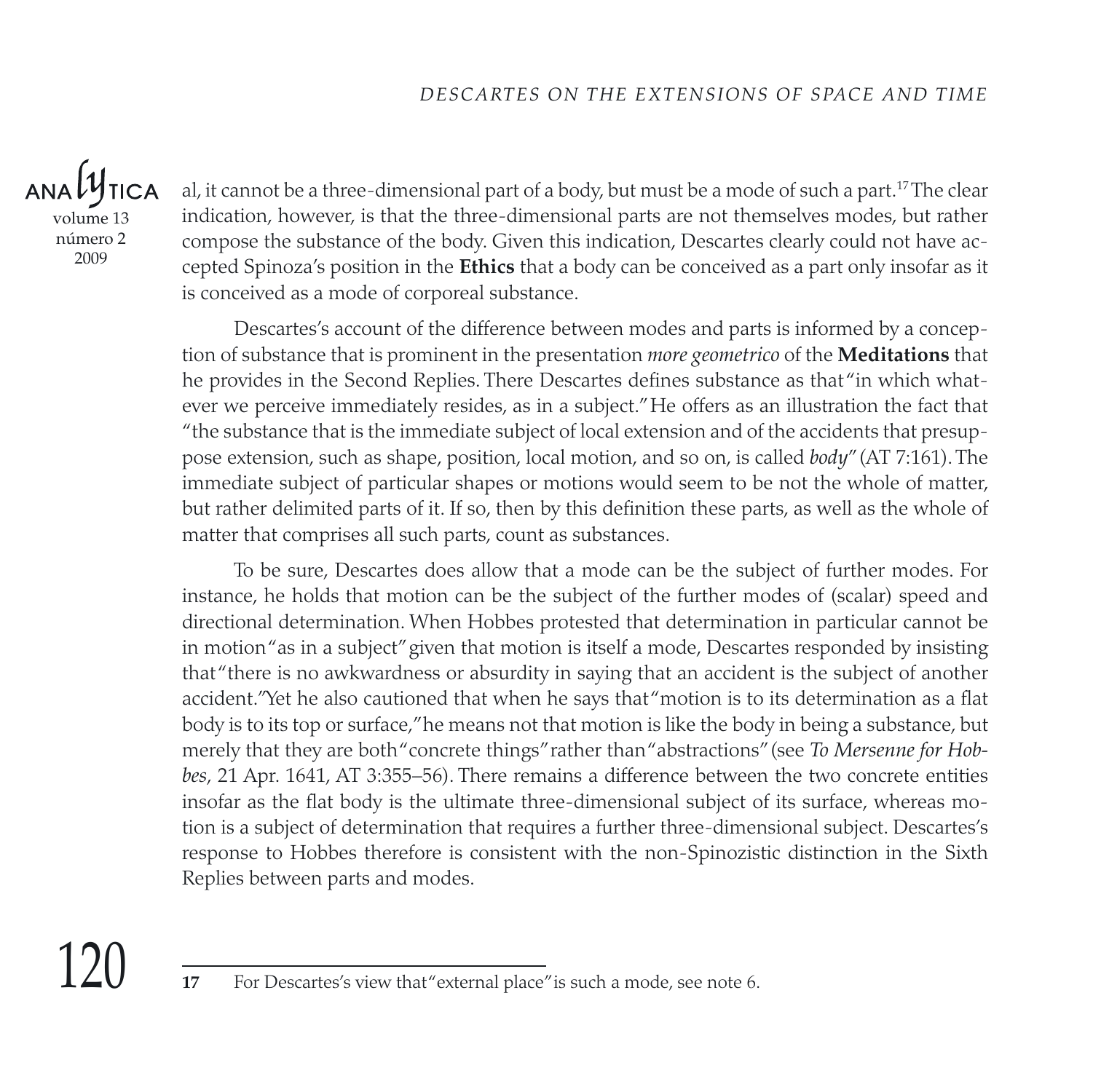al, it cannot be a three-dimensional part of a body, but must be a mode of such a part.[17] The clear indication, however, is that the three-dimensional parts are not themselves modes, but rather compose the substance of the body. Given this indication, Descartes clearly could not have accepted Spinoza's position in the **Ethics** that a body can be conceived as a part only insofar as it is conceived as a mode of corporeal substance.

Descartes's account of the difference between modes and parts is informed by a conception of substance that is prominent in the presentation *more geometrico* of the **Meditations** that he provides in the Second Replies. There Descartes defines substance as that "in which whatever we perceive immediately resides, as in a subject." He offers as an illustration the fact that "the substance that is the immediate subject of local extension and of the accidents that presuppose extension, such as shape, position, local motion, and so on, is called *body*" (AT 7:161). The immediate subject of particular shapes or motions would seem to be not the whole of matter, but rather delimited parts of it. If so, then by this definition these parts, as well as the whole of matter that comprises all such parts, count as substances.

To be sure, Descartes does allow that a mode can be the subject of further modes. For instance, he holds that motion can be the subject of the further modes of (scalar) speed and directional determination. When Hobbes protested that determination in particular cannot be in motion "as in a subject" given that motion is itself a mode, Descartes responded by insisting that "there is no awkwardness or absurdity in saying that an accident is the subject of another accident." Yet he also cautioned that when he says that "motion is to its determination as a flat body is to its top or surface," he means not that motion is like the body in being a substance, but merely that they are both "concrete things" rather than "abstractions" (see *To Mersenne for Hobbes*, 21 Apr. 1641, AT 3:355–56). There remains a difference between the two concrete entities insofar as the flat body is the ultimate three-dimensional subject of its surface, whereas motion is a subject of determination that requires a further three-dimensional subject. Descartes's response to Hobbes therefore is consistent with the non-Spinozistic distinction in the Sixth Replies between parts and modes.

---

**17** For Descartes's view that "external place" is such a mode, see note 6.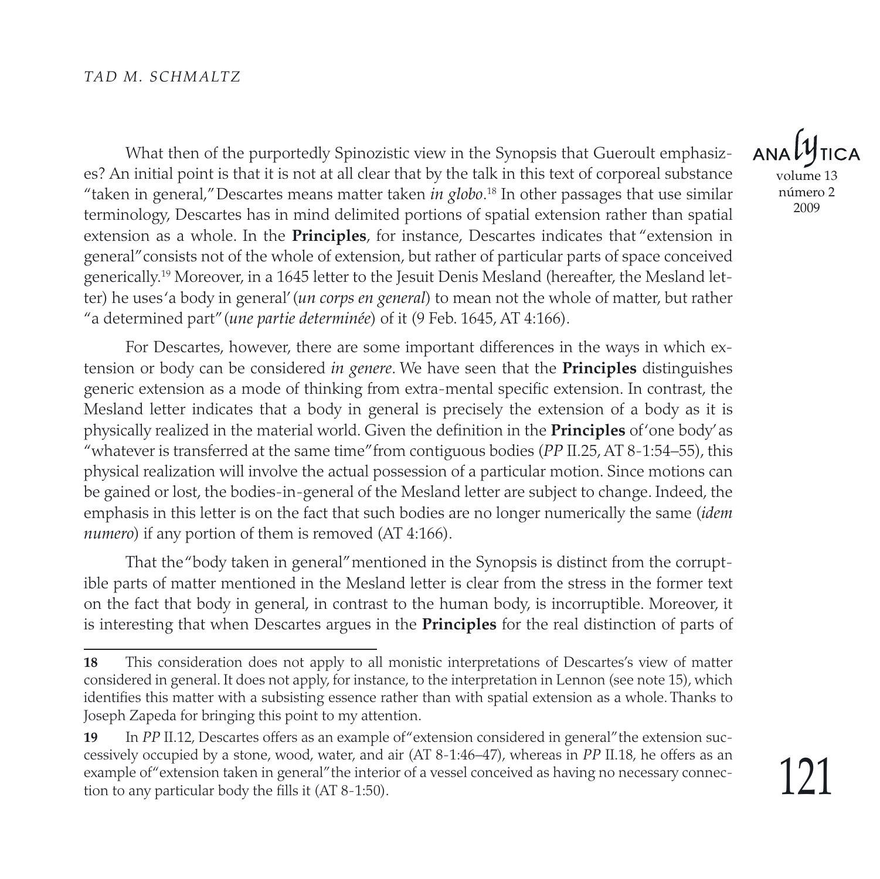What then of the purportedly Spinozistic view in the Synopsis that Gueroult emphasizes? An initial point is that it is not at all clear that by the talk in this text of corporeal substance "taken in general," Descartes means matter taken *in globo*.[18] In other passages that use similar terminology, Descartes has in mind delimited portions of spatial extension rather than spatial extension as a whole. In the **Principles**, for instance, Descartes indicates that "extension in general" consists not of the whole of extension, but rather of particular parts of space conceived generically.[19] Moreover, in a 1645 letter to the Jesuit Denis Mesland (hereafter, the Mesland letter) he uses 'a body in general' (*un corps en general*) to mean not the whole of matter, but rather "a determined part" (*une partie determinée*) of it (9 Feb. 1645, AT 4:166).

For Descartes, however, there are some important differences in the ways in which extension or body can be considered *in genere*. We have seen that the **Principles** distinguishes generic extension as a mode of thinking from extra-mental specific extension. In contrast, the Mesland letter indicates that a body in general is precisely the extension of a body as it is physically realized in the material world. Given the definition in the **Principles** of 'one body' as "whatever is transferred at the same time" from contiguous bodies (*PP* II.25, AT 8-1:54–55), this physical realization will involve the actual possession of a particular motion. Since motions can be gained or lost, the bodies-in-general of the Mesland letter are subject to change. Indeed, the emphasis in this letter is on the fact that such bodies are no longer numerically the same (*idem numero*) if any portion of them is removed (AT 4:166).

That the "body taken in general" mentioned in the Synopsis is distinct from the corruptible parts of matter mentioned in the Mesland letter is clear from the stress in the former text on the fact that body in general, in contrast to the human body, is incorruptible. Moreover, it is interesting that when Descartes argues in the **Principles** for the real distinction of parts of

---

**18** This consideration does not apply to all monistic interpretations of Descartes's view of matter considered in general. It does not apply, for instance, to the interpretation in Lennon (see note 15), which identifies this matter with a subsisting essence rather than with spatial extension as a whole. Thanks to Joseph Zapeda for bringing this point to my attention.

**19** In *PP* II.12, Descartes offers as an example of "extension considered in general" the extension successively occupied by a stone, wood, water, and air (AT 8-1:46–47), whereas in *PP* II.18, he offers as an example of "extension taken in general" the interior of a vessel conceived as having no necessary connection to any particular body the fills it (AT 8-1:50).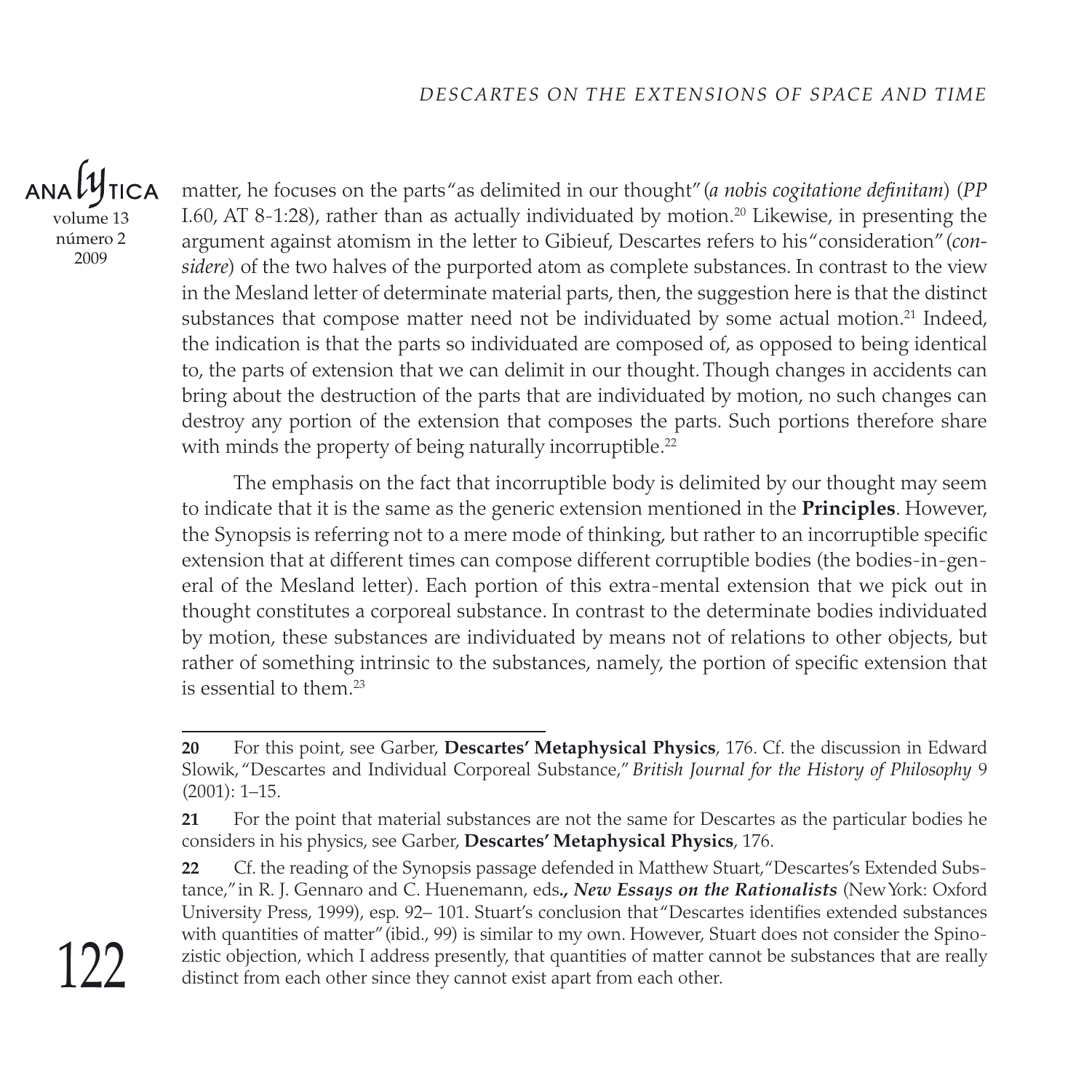matter, he focuses on the parts "as delimited in our thought" (*a nobis cogitatione definitam*) (*PP* I.60, AT 8-1:28), rather than as actually individuated by motion.[20] Likewise, in presenting the argument against atomism in the letter to Gibieuf, Descartes refers to his "consideration" (*considere*) of the two halves of the purported atom as complete substances. In contrast to the view in the Mesland letter of determinate material parts, then, the suggestion here is that the distinct substances that compose matter need not be individuated by some actual motion.[21] Indeed, the indication is that the parts so individuated are composed of, as opposed to being identical to, the parts of extension that we can delimit in our thought. Though changes in accidents can bring about the destruction of the parts that are individuated by motion, no such changes can destroy any portion of the extension that composes the parts. Such portions therefore share with minds the property of being naturally incorruptible.[22]

The emphasis on the fact that incorruptible body is delimited by our thought may seem to indicate that it is the same as the generic extension mentioned in the **Principles**. However, the Synopsis is referring not to a mere mode of thinking, but rather to an incorruptible specific extension that at different times can compose different corruptible bodies (the bodies-in-general of the Mesland letter). Each portion of this extra-mental extension that we pick out in thought constitutes a corporeal substance. In contrast to the determinate bodies individuated by motion, these substances are individuated by means not of relations to other objects, but rather of something intrinsic to the substances, namely, the portion of specific extension that is essential to them.[23]

---

**20** For this point, see Garber, **Descartes' Metaphysical Physics**, 176. Cf. the discussion in Edward Slowik, "Descartes and Individual Corporeal Substance," *British Journal for the History of Philosophy* 9 (2001): 1–15.

**21** For the point that material substances are not the same for Descartes as the particular bodies he considers in his physics, see Garber, **Descartes' Metaphysical Physics**, 176.

**22** Cf. the reading of the Synopsis passage defended in Matthew Stuart, "Descartes's Extended Substance," in R. J. Gennaro and C. Huenemann, eds**.**, ***New Essays on the Rationalists*** (New York: Oxford University Press, 1999), esp. 92– 101. Stuart's conclusion that "Descartes identifies extended substances with quantities of matter" (ibid., 99) is similar to my own. However, Stuart does not consider the Spinozistic objection, which I address presently, that quantities of matter cannot be substances that are really distinct from each other since they cannot exist apart from each other.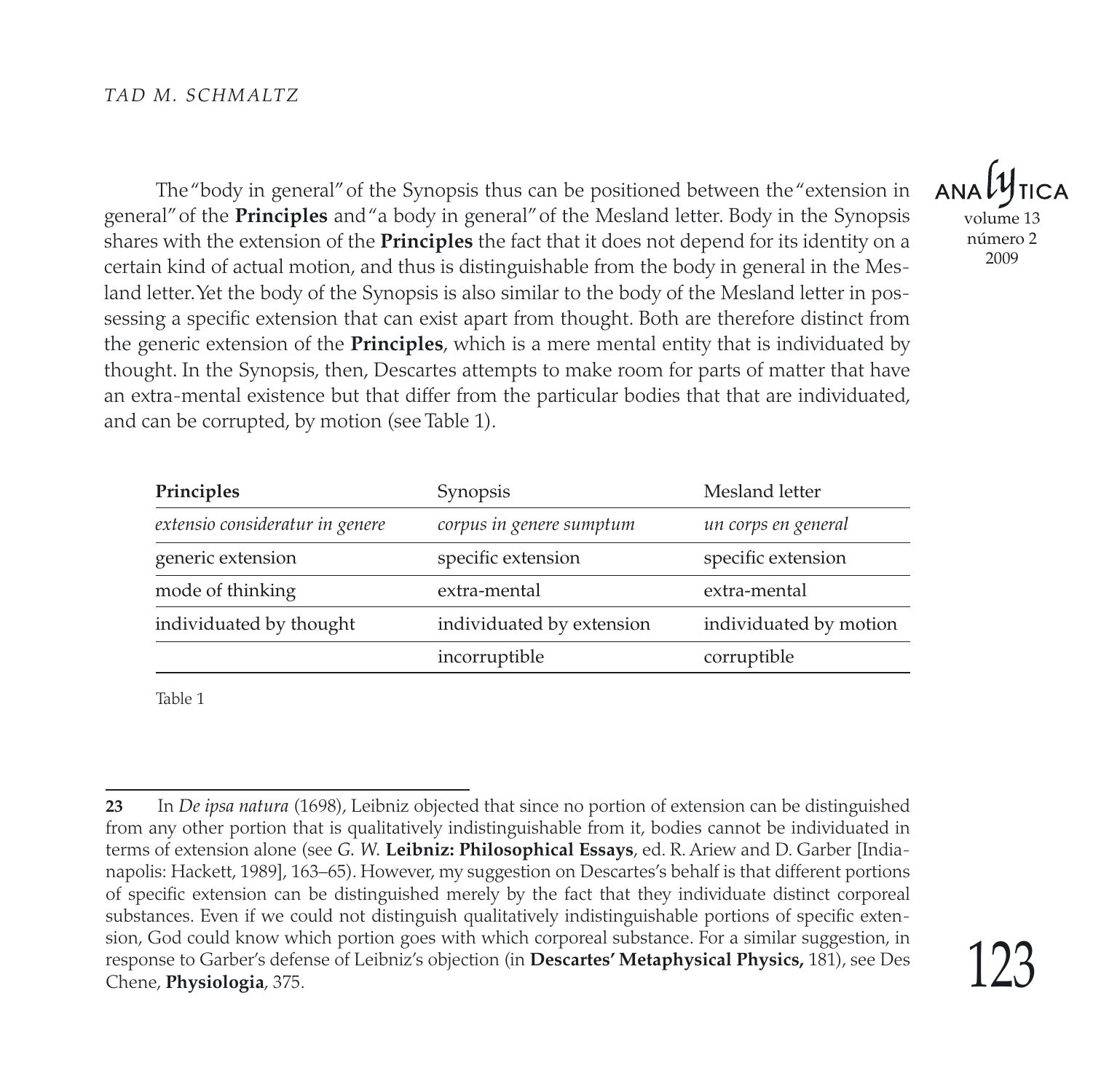The "body in general" of the Synopsis thus can be positioned between the "extension in general" of the **Principles** and "a body in general" of the Mesland letter. Body in the Synopsis shares with the extension of the **Principles** the fact that it does not depend for its identity on a certain kind of actual motion, and thus is distinguishable from the body in general in the Mesland letter. Yet the body of the Synopsis is also similar to the body of the Mesland letter in possessing a specific extension that can exist apart from thought. Both are therefore distinct from the generic extension of the **Principles**, which is a mere mental entity that is individuated by thought. In the Synopsis, then, Descartes attempts to make room for parts of matter that have an extra-mental existence but that differ from the particular bodies that that are individuated, and can be corrupted, by motion (see Table 1).

| **Principles** | Synopsis | Mesland letter |
|---|---|---|
| *extensio consideratur in genere* | *corpus in genere sumptum* | *un corps en general* |
| generic extension | specific extension | specific extension |
| mode of thinking | extra-mental | extra-mental |
| individuated by thought | individuated by extension | individuated by motion |
| | incorruptible | corruptible |

Table 1

**23** In *De ipsa natura* (1698), Leibniz objected that since no portion of extension can be distinguished from any other portion that is qualitatively indistinguishable from it, bodies cannot be individuated in terms of extension alone (see *G. W.* **Leibniz: Philosophical Essays**, ed. R. Ariew and D. Garber [Indianapolis: Hackett, 1989], 163–65). However, my suggestion on Descartes's behalf is that different portions of specific extension can be distinguished merely by the fact that they individuate distinct corporeal substances. Even if we could not distinguish qualitatively indistinguishable portions of specific extension, God could know which portion goes with which corporeal substance. For a similar suggestion, in response to Garber's defense of Leibniz's objection (in **Descartes' Metaphysical Physics,** 181), see Des Chene, **Physiologia**, 375.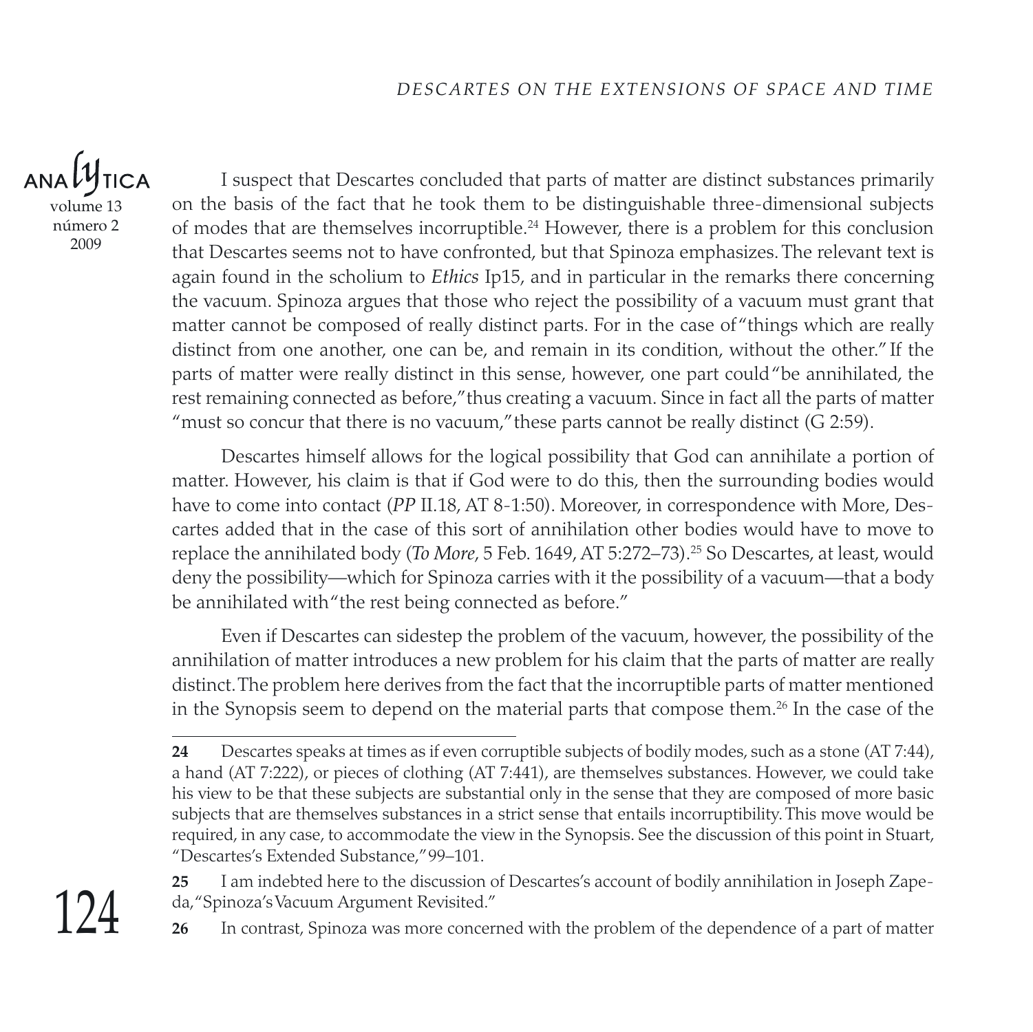I suspect that Descartes concluded that parts of matter are distinct substances primarily on the basis of the fact that he took them to be distinguishable three-dimensional subjects of modes that are themselves incorruptible.[24] However, there is a problem for this conclusion that Descartes seems not to have confronted, but that Spinoza emphasizes. The relevant text is again found in the scholium to *Ethics* Ip15, and in particular in the remarks there concerning the vacuum. Spinoza argues that those who reject the possibility of a vacuum must grant that matter cannot be composed of really distinct parts. For in the case of "things which are really distinct from one another, one can be, and remain in its condition, without the other." If the parts of matter were really distinct in this sense, however, one part could "be annihilated, the rest remaining connected as before," thus creating a vacuum. Since in fact all the parts of matter "must so concur that there is no vacuum," these parts cannot be really distinct (G 2:59).

Descartes himself allows for the logical possibility that God can annihilate a portion of matter. However, his claim is that if God were to do this, then the surrounding bodies would have to come into contact (*PP* II.18, AT 8-1:50). Moreover, in correspondence with More, Descartes added that in the case of this sort of annihilation other bodies would have to move to replace the annihilated body (*To More*, 5 Feb. 1649, AT 5:272–73).[25] So Descartes, at least, would deny the possibility—which for Spinoza carries with it the possibility of a vacuum—that a body be annihilated with "the rest being connected as before."

Even if Descartes can sidestep the problem of the vacuum, however, the possibility of the annihilation of matter introduces a new problem for his claim that the parts of matter are really distinct. The problem here derives from the fact that the incorruptible parts of matter mentioned in the Synopsis seem to depend on the material parts that compose them.[26] In the case of the

---

**24** Descartes speaks at times as if even corruptible subjects of bodily modes, such as a stone (AT 7:44), a hand (AT 7:222), or pieces of clothing (AT 7:441), are themselves substances. However, we could take his view to be that these subjects are substantial only in the sense that they are composed of more basic subjects that are themselves substances in a strict sense that entails incorruptibility. This move would be required, in any case, to accommodate the view in the Synopsis. See the discussion of this point in Stuart, "Descartes's Extended Substance," 99–101.

**25** I am indebted here to the discussion of Descartes's account of bodily annihilation in Joseph Zapeda, "Spinoza's Vacuum Argument Revisited."

**26** In contrast, Spinoza was more concerned with the problem of the dependence of a part of matter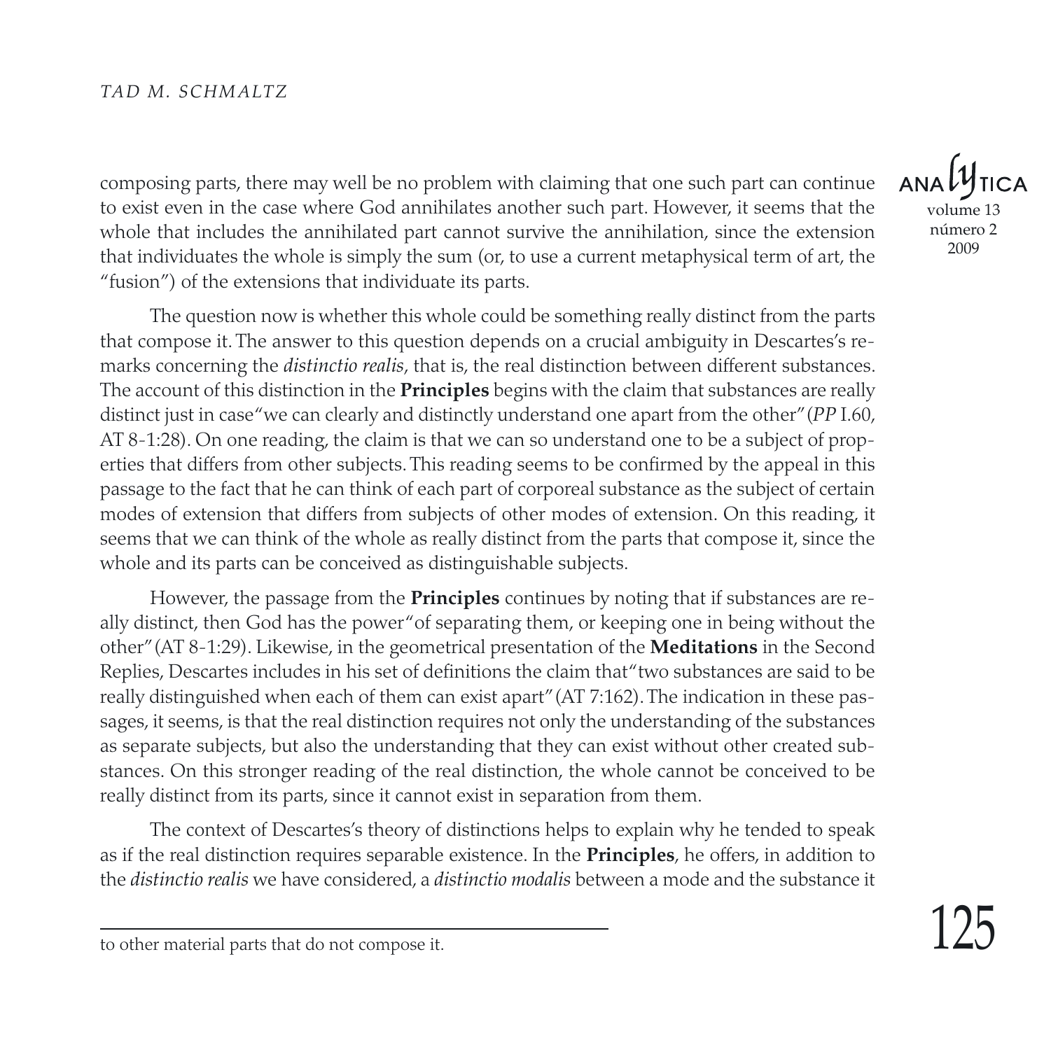composing parts, there may well be no problem with claiming that one such part can continue to exist even in the case where God annihilates another such part. However, it seems that the whole that includes the annihilated part cannot survive the annihilation, since the extension that individuates the whole is simply the sum (or, to use a current metaphysical term of art, the "fusion") of the extensions that individuate its parts.

The question now is whether this whole could be something really distinct from the parts that compose it. The answer to this question depends on a crucial ambiguity in Descartes's remarks concerning the *distinctio realis*, that is, the real distinction between different substances. The account of this distinction in the **Principles** begins with the claim that substances are really distinct just in case "we can clearly and distinctly understand one apart from the other" (*PP* I.60, AT 8-1:28). On one reading, the claim is that we can so understand one to be a subject of properties that differs from other subjects. This reading seems to be confirmed by the appeal in this passage to the fact that he can think of each part of corporeal substance as the subject of certain modes of extension that differs from subjects of other modes of extension. On this reading, it seems that we can think of the whole as really distinct from the parts that compose it, since the whole and its parts can be conceived as distinguishable subjects.

However, the passage from the **Principles** continues by noting that if substances are really distinct, then God has the power "of separating them, or keeping one in being without the other" (AT 8-1:29). Likewise, in the geometrical presentation of the **Meditations** in the Second Replies, Descartes includes in his set of definitions the claim that "two substances are said to be really distinguished when each of them can exist apart" (AT 7:162). The indication in these passages, it seems, is that the real distinction requires not only the understanding of the substances as separate subjects, but also the understanding that they can exist without other created substances. On this stronger reading of the real distinction, the whole cannot be conceived to be really distinct from its parts, since it cannot exist in separation from them.

The context of Descartes's theory of distinctions helps to explain why he tended to speak as if the real distinction requires separable existence. In the **Principles**, he offers, in addition to the *distinctio realis* we have considered, a *distinctio modalis* between a mode and the substance it

---

to other material parts that do not compose it.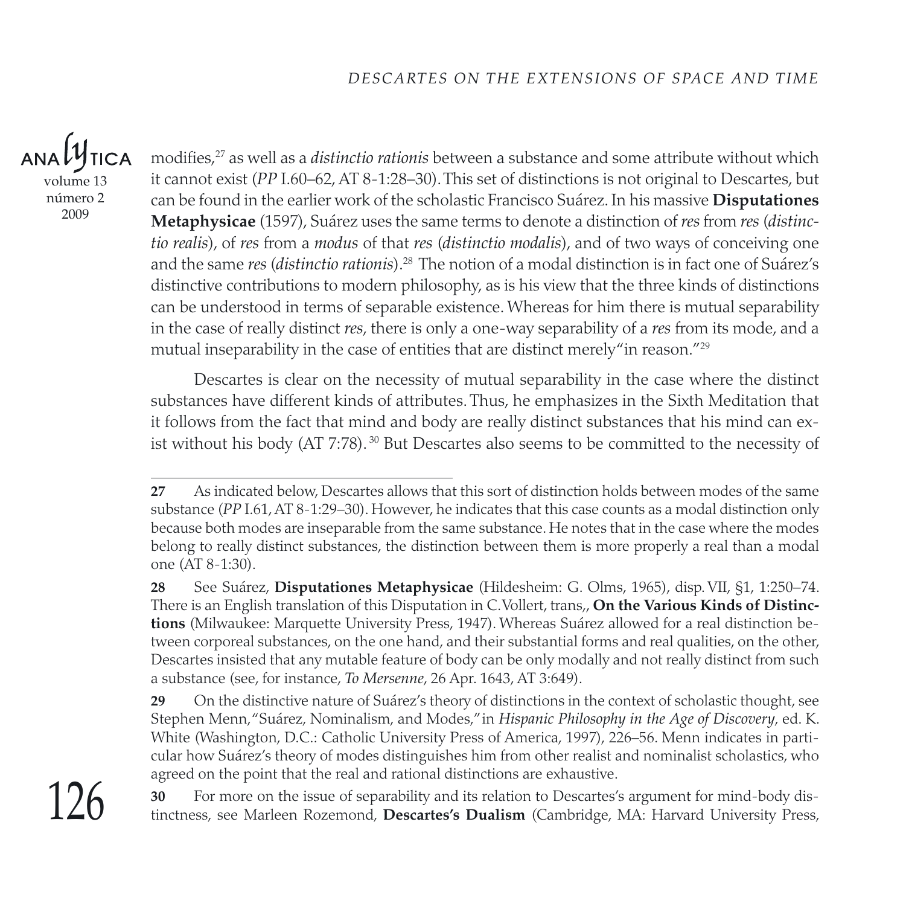modifies,[27] as well as a *distinctio rationis* between a substance and some attribute without which it cannot exist (*PP* I.60–62, AT 8-1:28–30). This set of distinctions is not original to Descartes, but can be found in the earlier work of the scholastic Francisco Suárez. In his massive **Disputationes Metaphysicae** (1597), Suárez uses the same terms to denote a distinction of *res* from *res* (*distinctio realis*), of *res* from a *modus* of that *res* (*distinctio modalis*), and of two ways of conceiving one and the same *res* (*distinctio rationis*).[28] The notion of a modal distinction is in fact one of Suárez's distinctive contributions to modern philosophy, as is his view that the three kinds of distinctions can be understood in terms of separable existence. Whereas for him there is mutual separability in the case of really distinct *res*, there is only a one-way separability of a *res* from its mode, and a mutual inseparability in the case of entities that are distinct merely "in reason."[29]

Descartes is clear on the necessity of mutual separability in the case where the distinct substances have different kinds of attributes. Thus, he emphasizes in the Sixth Meditation that it follows from the fact that mind and body are really distinct substances that his mind can exist without his body (AT 7:78).[30] But Descartes also seems to be committed to the necessity of

---

**27** As indicated below, Descartes allows that this sort of distinction holds between modes of the same substance (*PP* I.61, AT 8-1:29–30). However, he indicates that this case counts as a modal distinction only because both modes are inseparable from the same substance. He notes that in the case where the modes belong to really distinct substances, the distinction between them is more properly a real than a modal one (AT 8-1:30).

**28** See Suárez, **Disputationes Metaphysicae** (Hildesheim: G. Olms, 1965), disp. VII, §1, 1:250–74. There is an English translation of this Disputation in C. Vollert, trans,, **On the Various Kinds of Distinctions** (Milwaukee: Marquette University Press, 1947). Whereas Suárez allowed for a real distinction between corporeal substances, on the one hand, and their substantial forms and real qualities, on the other, Descartes insisted that any mutable feature of body can be only modally and not really distinct from such a substance (see, for instance, *To Mersenne*, 26 Apr. 1643, AT 3:649).

**29** On the distinctive nature of Suárez's theory of distinctions in the context of scholastic thought, see Stephen Menn, "Suárez, Nominalism, and Modes," in *Hispanic Philosophy in the Age of Discovery*, ed. K. White (Washington, D.C.: Catholic University Press of America, 1997), 226–56. Menn indicates in particular how Suárez's theory of modes distinguishes him from other realist and nominalist scholastics, who agreed on the point that the real and rational distinctions are exhaustive.

**30** For more on the issue of separability and its relation to Descartes's argument for mind-body distinctness, see Marleen Rozemond, **Descartes's Dualism** (Cambridge, MA: Harvard University Press,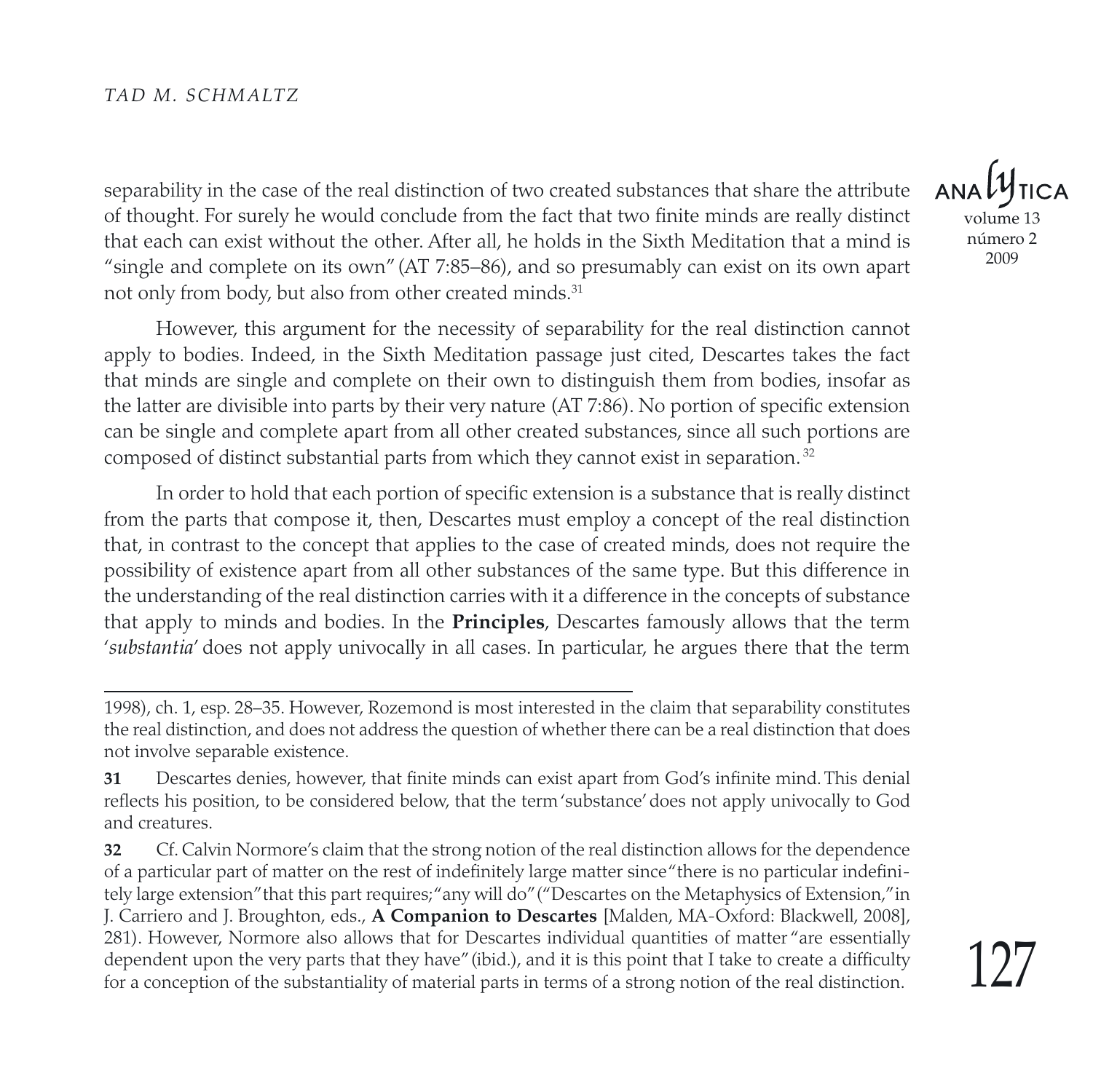separability in the case of the real distinction of two created substances that share the attribute of thought. For surely he would conclude from the fact that two finite minds are really distinct that each can exist without the other. After all, he holds in the Sixth Meditation that a mind is "single and complete on its own" (AT 7:85–86), and so presumably can exist on its own apart not only from body, but also from other created minds.[31]

However, this argument for the necessity of separability for the real distinction cannot apply to bodies. Indeed, in the Sixth Meditation passage just cited, Descartes takes the fact that minds are single and complete on their own to distinguish them from bodies, insofar as the latter are divisible into parts by their very nature (AT 7:86). No portion of specific extension can be single and complete apart from all other created substances, since all such portions are composed of distinct substantial parts from which they cannot exist in separation.[32]

In order to hold that each portion of specific extension is a substance that is really distinct from the parts that compose it, then, Descartes must employ a concept of the real distinction that, in contrast to the concept that applies to the case of created minds, does not require the possibility of existence apart from all other substances of the same type. But this difference in the understanding of the real distinction carries with it a difference in the concepts of substance that apply to minds and bodies. In the **Principles**, Descartes famously allows that the term '*substantia*' does not apply univocally in all cases. In particular, he argues there that the term

---

1998), ch. 1, esp. 28–35. However, Rozemond is most interested in the claim that separability constitutes the real distinction, and does not address the question of whether there can be a real distinction that does not involve separable existence.

**31** Descartes denies, however, that finite minds can exist apart from God's infinite mind. This denial reflects his position, to be considered below, that the term 'substance' does not apply univocally to God and creatures.

**32** Cf. Calvin Normore's claim that the strong notion of the real distinction allows for the dependence of a particular part of matter on the rest of indefinitely large matter since "there is no particular indefinitely large extension" that this part requires; "any will do" ("Descartes on the Metaphysics of Extension," in J. Carriero and J. Broughton, eds., **A Companion to Descartes** [Malden, MA-Oxford: Blackwell, 2008], 281). However, Normore also allows that for Descartes individual quantities of matter "are essentially dependent upon the very parts that they have" (ibid.), and it is this point that I take to create a difficulty for a conception of the substantiality of material parts in terms of a strong notion of the real distinction.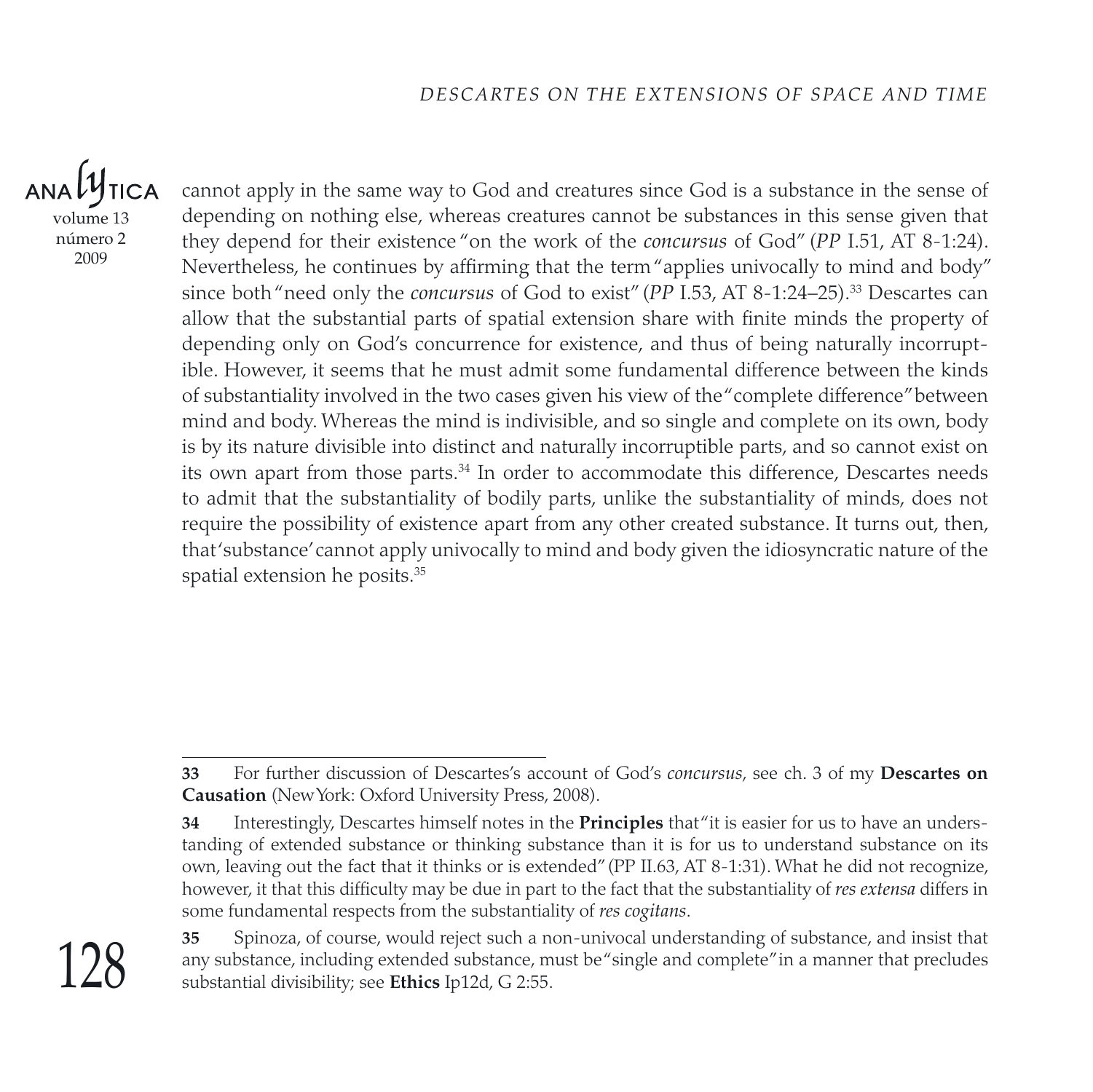cannot apply in the same way to God and creatures since God is a substance in the sense of depending on nothing else, whereas creatures cannot be substances in this sense given that they depend for their existence "on the work of the *concursus* of God" (*PP* I.51, AT 8-1:24). Nevertheless, he continues by affirming that the term "applies univocally to mind and body" since both "need only the *concursus* of God to exist" (*PP* I.53, AT 8-1:24–25).[33] Descartes can allow that the substantial parts of spatial extension share with finite minds the property of depending only on God's concurrence for existence, and thus of being naturally incorruptible. However, it seems that he must admit some fundamental difference between the kinds of substantiality involved in the two cases given his view of the "complete difference" between mind and body. Whereas the mind is indivisible, and so single and complete on its own, body is by its nature divisible into distinct and naturally incorruptible parts, and so cannot exist on its own apart from those parts.[34] In order to accommodate this difference, Descartes needs to admit that the substantiality of bodily parts, unlike the substantiality of minds, does not require the possibility of existence apart from any other created substance. It turns out, then, that 'substance' cannot apply univocally to mind and body given the idiosyncratic nature of the spatial extension he posits.[35]

---

**33** For further discussion of Descartes's account of God's *concursus*, see ch. 3 of my **Descartes on Causation** (New York: Oxford University Press, 2008).

**34** Interestingly, Descartes himself notes in the **Principles** that "it is easier for us to have an understanding of extended substance or thinking substance than it is for us to understand substance on its own, leaving out the fact that it thinks or is extended" (PP II.63, AT 8-1:31). What he did not recognize, however, it that this difficulty may be due in part to the fact that the substantiality of *res extensa* differs in some fundamental respects from the substantiality of *res cogitans*.

**35** Spinoza, of course, would reject such a non-univocal understanding of substance, and insist that any substance, including extended substance, must be "single and complete" in a manner that precludes substantial divisibility; see **Ethics** Ip12d, G 2:55.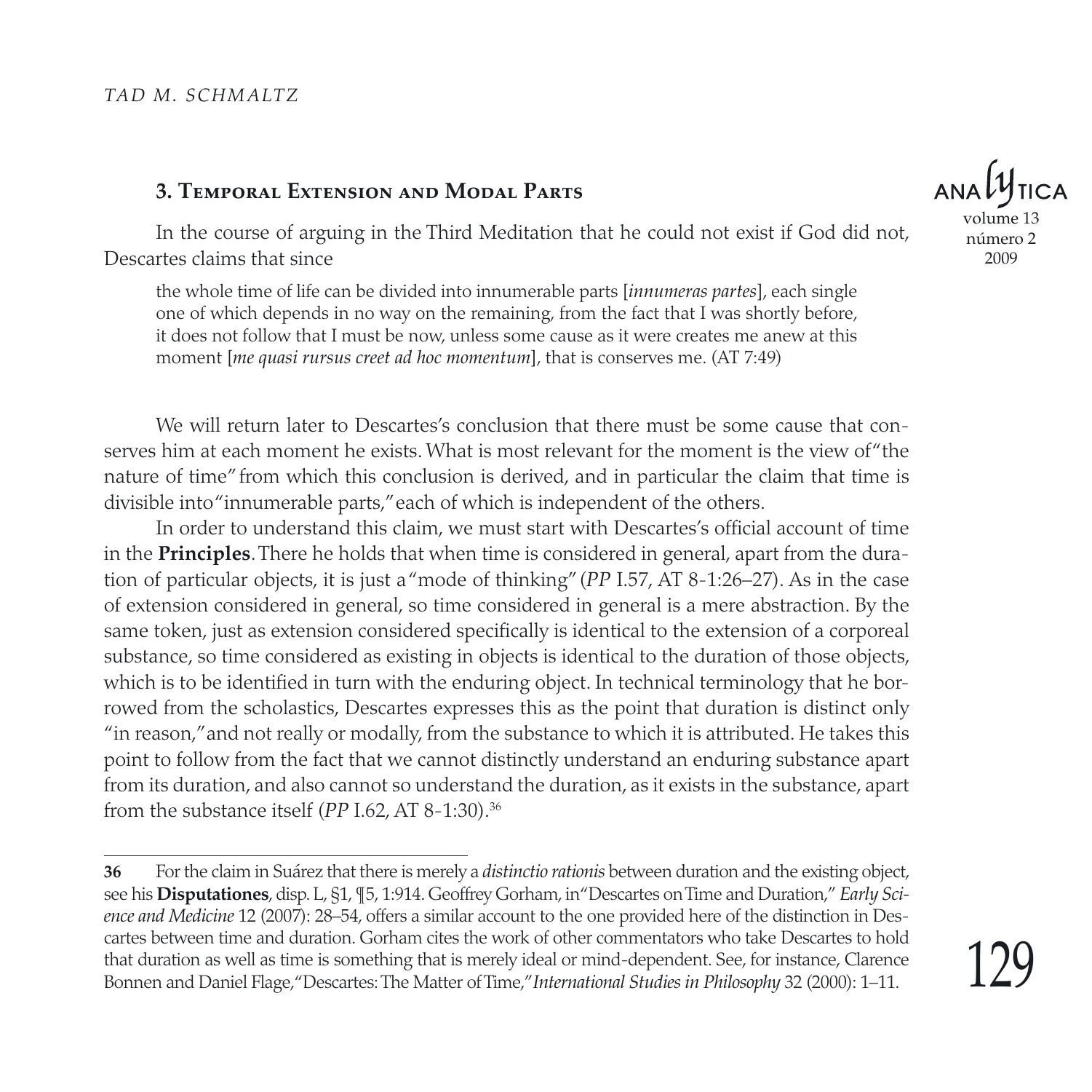### 3. Temporal Extension and Modal Parts

In the course of arguing in the Third Meditation that he could not exist if God did not, Descartes claims that since

> the whole time of life can be divided into innumerable parts [*innumeras partes*], each single one of which depends in no way on the remaining, from the fact that I was shortly before, it does not follow that I must be now, unless some cause as it were creates me anew at this moment [*me quasi rursus creet ad hoc momentum*], that is conserves me. (AT 7:49)

We will return later to Descartes's conclusion that there must be some cause that conserves him at each moment he exists. What is most relevant for the moment is the view of "the nature of time" from which this conclusion is derived, and in particular the claim that time is divisible into "innumerable parts," each of which is independent of the others.

In order to understand this claim, we must start with Descartes's official account of time in the **Principles**. There he holds that when time is considered in general, apart from the duration of particular objects, it is just a "mode of thinking" (*PP* I.57, AT 8-1:26–27). As in the case of extension considered in general, so time considered in general is a mere abstraction. By the same token, just as extension considered specifically is identical to the extension of a corporeal substance, so time considered as existing in objects is identical to the duration of those objects, which is to be identified in turn with the enduring object. In technical terminology that he borrowed from the scholastics, Descartes expresses this as the point that duration is distinct only "in reason," and not really or modally, from the substance to which it is attributed. He takes this point to follow from the fact that we cannot distinctly understand an enduring substance apart from its duration, and also cannot so understand the duration, as it exists in the substance, apart from the substance itself (*PP* I.62, AT 8-1:30).[36]

---

**36** For the claim in Suárez that there is merely a *distinctio rationis* between duration and the existing object, see his **Disputationes**, disp. L, §1, ¶5, 1:914. Geoffrey Gorham, in "Descartes on Time and Duration," *Early Science and Medicine* 12 (2007): 28–54, offers a similar account to the one provided here of the distinction in Descartes between time and duration. Gorham cites the work of other commentators who take Descartes to hold that duration as well as time is something that is merely ideal or mind-dependent. See, for instance, Clarence Bonnen and Daniel Flage, "Descartes: The Matter of Time," *International Studies in Philosophy* 32 (2000): 1–11.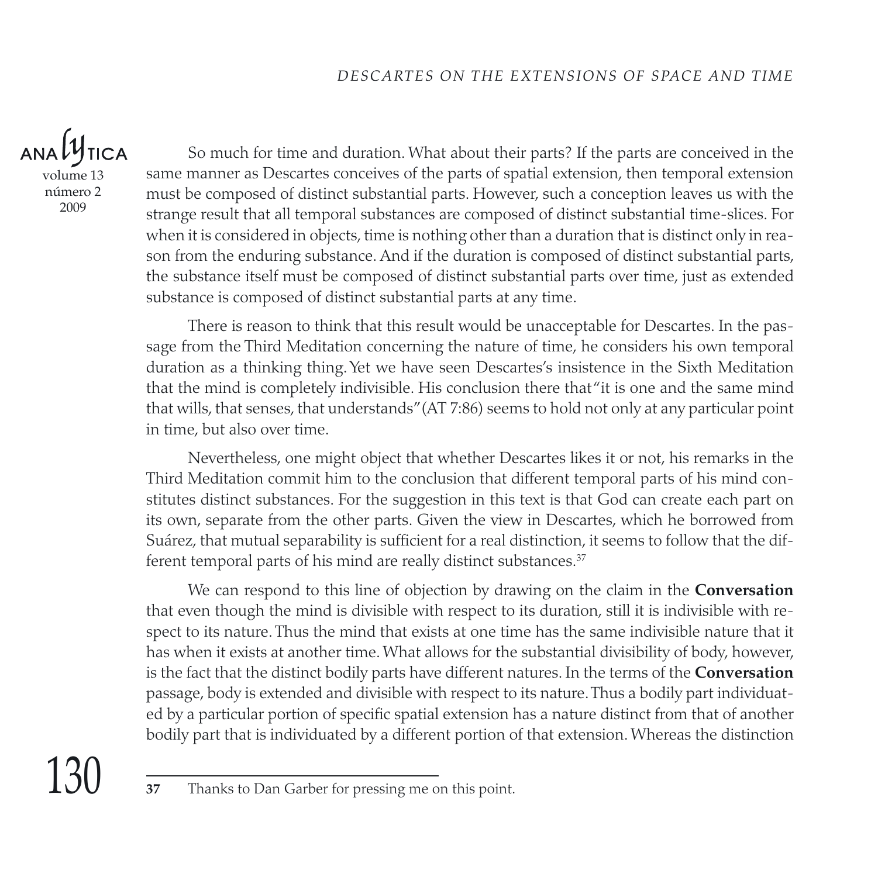So much for time and duration. What about their parts? If the parts are conceived in the same manner as Descartes conceives of the parts of spatial extension, then temporal extension must be composed of distinct substantial parts. However, such a conception leaves us with the strange result that all temporal substances are composed of distinct substantial time-slices. For when it is considered in objects, time is nothing other than a duration that is distinct only in reason from the enduring substance. And if the duration is composed of distinct substantial parts, the substance itself must be composed of distinct substantial parts over time, just as extended substance is composed of distinct substantial parts at any time.

There is reason to think that this result would be unacceptable for Descartes. In the passage from the Third Meditation concerning the nature of time, he considers his own temporal duration as a thinking thing. Yet we have seen Descartes's insistence in the Sixth Meditation that the mind is completely indivisible. His conclusion there that "it is one and the same mind that wills, that senses, that understands" (AT 7:86) seems to hold not only at any particular point in time, but also over time.

Nevertheless, one might object that whether Descartes likes it or not, his remarks in the Third Meditation commit him to the conclusion that different temporal parts of his mind constitutes distinct substances. For the suggestion in this text is that God can create each part on its own, separate from the other parts. Given the view in Descartes, which he borrowed from Suárez, that mutual separability is sufficient for a real distinction, it seems to follow that the different temporal parts of his mind are really distinct substances.[37]

We can respond to this line of objection by drawing on the claim in the **Conversation** that even though the mind is divisible with respect to its duration, still it is indivisible with respect to its nature. Thus the mind that exists at one time has the same indivisible nature that it has when it exists at another time. What allows for the substantial divisibility of body, however, is the fact that the distinct bodily parts have different natures. In the terms of the **Conversation** passage, body is extended and divisible with respect to its nature. Thus a bodily part individuated by a particular portion of specific spatial extension has a nature distinct from that of another bodily part that is individuated by a different portion of that extension. Whereas the distinction

---

**37** Thanks to Dan Garber for pressing me on this point.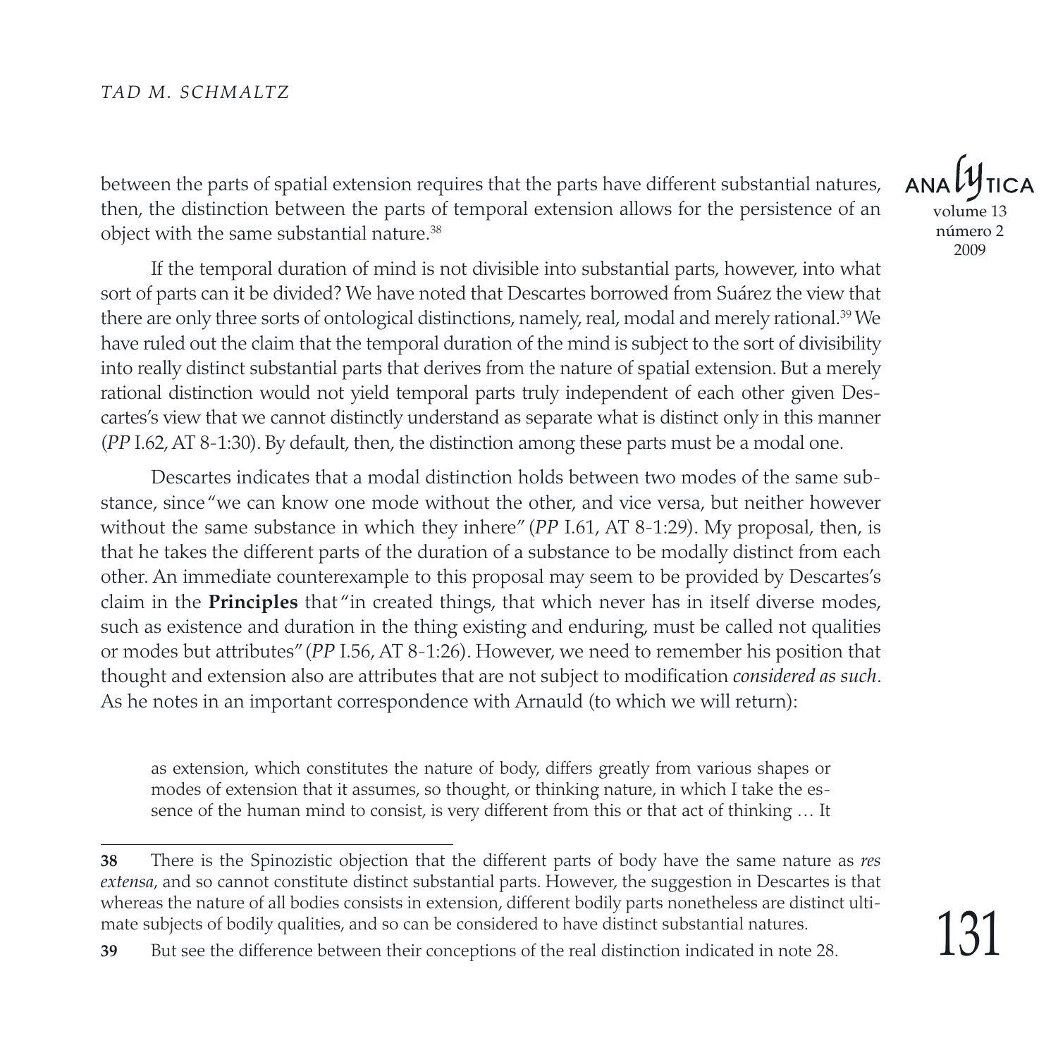between the parts of spatial extension requires that the parts have different substantial natures, then, the distinction between the parts of temporal extension allows for the persistence of an object with the same substantial nature.[38]

If the temporal duration of mind is not divisible into substantial parts, however, into what sort of parts can it be divided? We have noted that Descartes borrowed from Suárez the view that there are only three sorts of ontological distinctions, namely, real, modal and merely rational.[39] We have ruled out the claim that the temporal duration of the mind is subject to the sort of divisibility into really distinct substantial parts that derives from the nature of spatial extension. But a merely rational distinction would not yield temporal parts truly independent of each other given Descartes's view that we cannot distinctly understand as separate what is distinct only in this manner (*PP* I.62, AT 8-1:30). By default, then, the distinction among these parts must be a modal one.

Descartes indicates that a modal distinction holds between two modes of the same substance, since "we can know one mode without the other, and vice versa, but neither however without the same substance in which they inhere" (*PP* I.61, AT 8-1:29). My proposal, then, is that he takes the different parts of the duration of a substance to be modally distinct from each other. An immediate counterexample to this proposal may seem to be provided by Descartes's claim in the **Principles** that "in created things, that which never has in itself diverse modes, such as existence and duration in the thing existing and enduring, must be called not qualities or modes but attributes" (*PP* I.56, AT 8-1:26). However, we need to remember his position that thought and extension also are attributes that are not subject to modification *considered as such*. As he notes in an important correspondence with Arnauld (to which we will return):

> as extension, which constitutes the nature of body, differs greatly from various shapes or modes of extension that it assumes, so thought, or thinking nature, in which I take the essence of the human mind to consist, is very different from this or that act of thinking … It

---

**38** There is the Spinozistic objection that the different parts of body have the same nature as *res extensa*, and so cannot constitute distinct substantial parts. However, the suggestion in Descartes is that whereas the nature of all bodies consists in extension, different bodily parts nonetheless are distinct ultimate subjects of bodily qualities, and so can be considered to have distinct substantial natures.

**39** But see the difference between their conceptions of the real distinction indicated in note 28.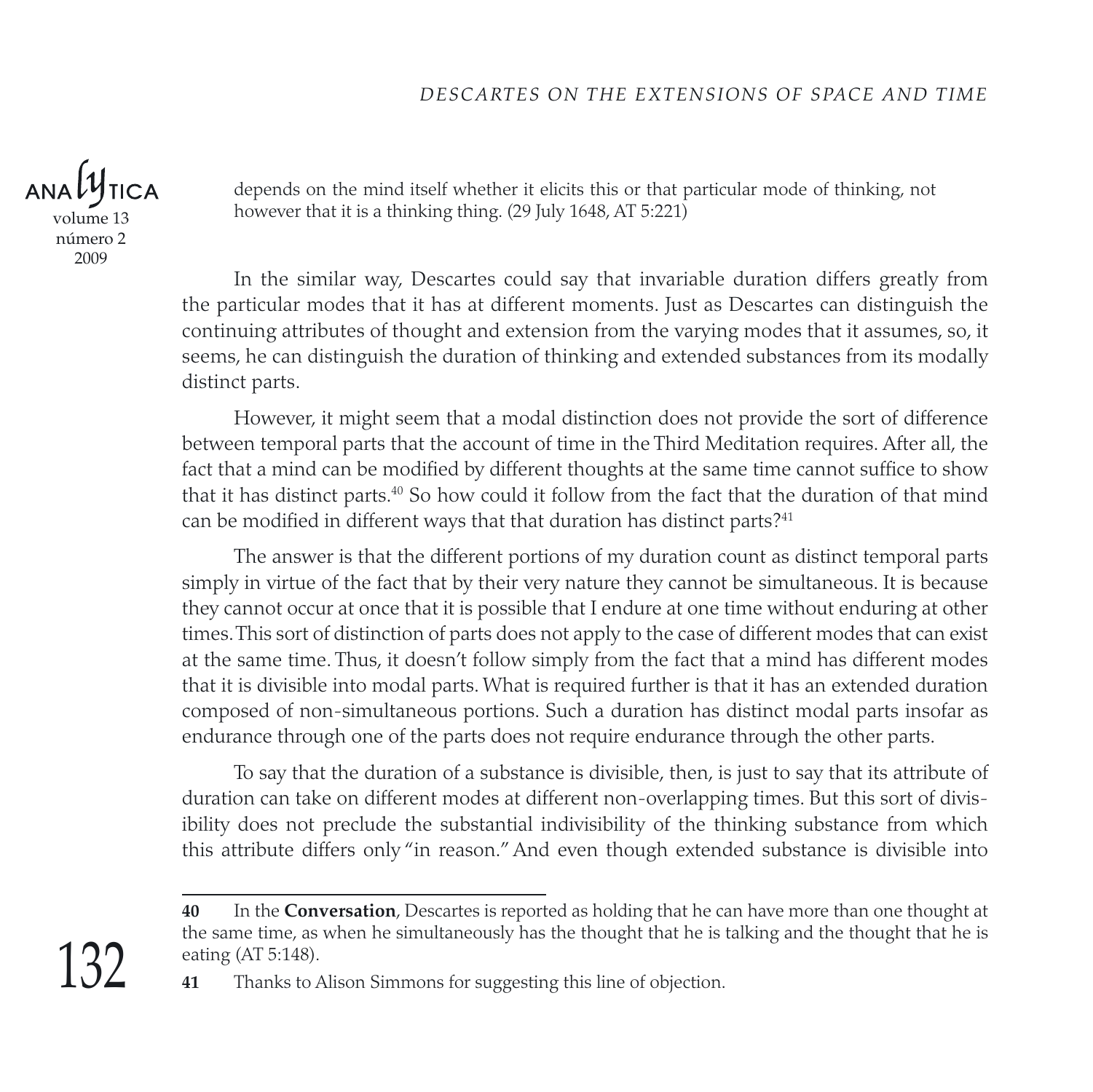depends on the mind itself whether it elicits this or that particular mode of thinking, not however that it is a thinking thing. (29 July 1648, AT 5:221)

In the similar way, Descartes could say that invariable duration differs greatly from the particular modes that it has at different moments. Just as Descartes can distinguish the continuing attributes of thought and extension from the varying modes that it assumes, so, it seems, he can distinguish the duration of thinking and extended substances from its modally distinct parts.

However, it might seem that a modal distinction does not provide the sort of difference between temporal parts that the account of time in the Third Meditation requires. After all, the fact that a mind can be modified by different thoughts at the same time cannot suffice to show that it has distinct parts.[40] So how could it follow from the fact that the duration of that mind can be modified in different ways that that duration has distinct parts?[41]

The answer is that the different portions of my duration count as distinct temporal parts simply in virtue of the fact that by their very nature they cannot be simultaneous. It is because they cannot occur at once that it is possible that I endure at one time without enduring at other times. This sort of distinction of parts does not apply to the case of different modes that can exist at the same time. Thus, it doesn't follow simply from the fact that a mind has different modes that it is divisible into modal parts. What is required further is that it has an extended duration composed of non-simultaneous portions. Such a duration has distinct modal parts insofar as endurance through one of the parts does not require endurance through the other parts.

To say that the duration of a substance is divisible, then, is just to say that its attribute of duration can take on different modes at different non-overlapping times. But this sort of divisibility does not preclude the substantial indivisibility of the thinking substance from which this attribute differs only "in reason." And even though extended substance is divisible into

---

**40** In the **Conversation**, Descartes is reported as holding that he can have more than one thought at the same time, as when he simultaneously has the thought that he is talking and the thought that he is eating (AT 5:148).

**41** Thanks to Alison Simmons for suggesting this line of objection.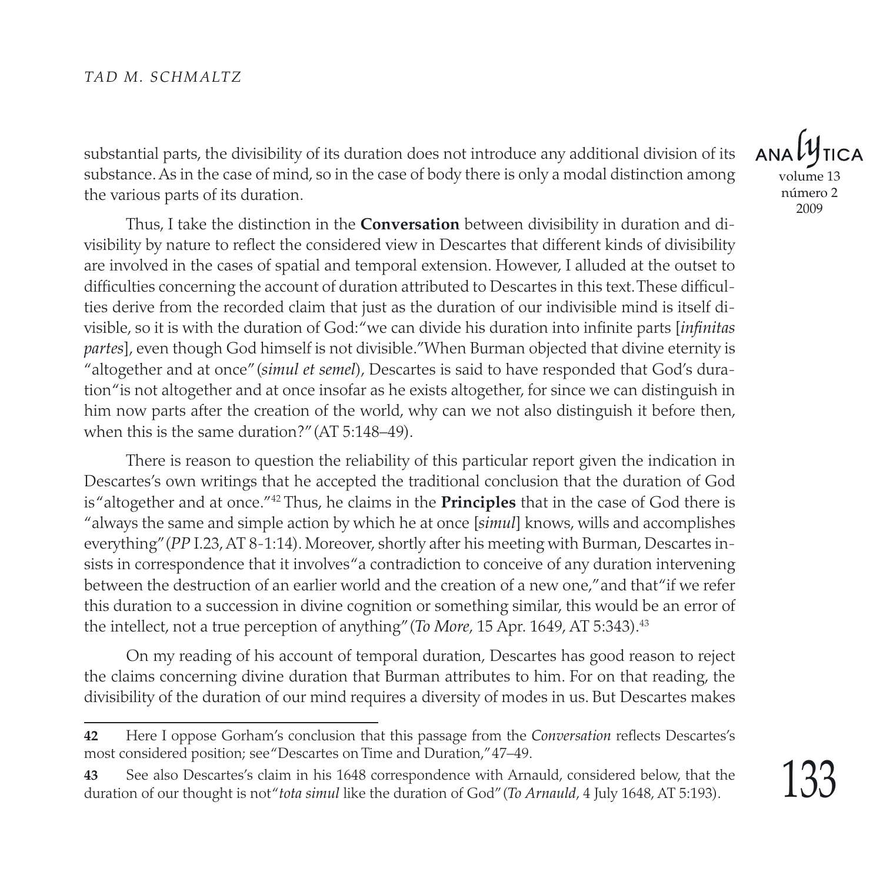substantial parts, the divisibility of its duration does not introduce any additional division of its substance. As in the case of mind, so in the case of body there is only a modal distinction among the various parts of its duration.

Thus, I take the distinction in the **Conversation** between divisibility in duration and divisibility by nature to reflect the considered view in Descartes that different kinds of divisibility are involved in the cases of spatial and temporal extension. However, I alluded at the outset to difficulties concerning the account of duration attributed to Descartes in this text. These difficulties derive from the recorded claim that just as the duration of our indivisible mind is itself divisible, so it is with the duration of God: "we can divide his duration into infinite parts [*infinitas partes*], even though God himself is not divisible." When Burman objected that divine eternity is "altogether and at once" (*simul et semel*), Descartes is said to have responded that God's duration "is not altogether and at once insofar as he exists altogether, for since we can distinguish in him now parts after the creation of the world, why can we not also distinguish it before then, when this is the same duration?" (AT 5:148–49).

There is reason to question the reliability of this particular report given the indication in Descartes's own writings that he accepted the traditional conclusion that the duration of God is "altogether and at once."[42] Thus, he claims in the **Principles** that in the case of God there is "always the same and simple action by which he at once [*simul*] knows, wills and accomplishes everything" (*PP* I.23, AT 8-1:14). Moreover, shortly after his meeting with Burman, Descartes insists in correspondence that it involves "a contradiction to conceive of any duration intervening between the destruction of an earlier world and the creation of a new one," and that "if we refer this duration to a succession in divine cognition or something similar, this would be an error of the intellect, not a true perception of anything" (*To More*, 15 Apr. 1649, AT 5:343).[43]

On my reading of his account of temporal duration, Descartes has good reason to reject the claims concerning divine duration that Burman attributes to him. For on that reading, the divisibility of the duration of our mind requires a diversity of modes in us. But Descartes makes

---

**42** Here I oppose Gorham's conclusion that this passage from the *Conversation* reflects Descartes's most considered position; see "Descartes on Time and Duration," 47–49.

**43** See also Descartes's claim in his 1648 correspondence with Arnauld, considered below, that the duration of our thought is not "*tota simul* like the duration of God" (*To Arnauld*, 4 July 1648, AT 5:193).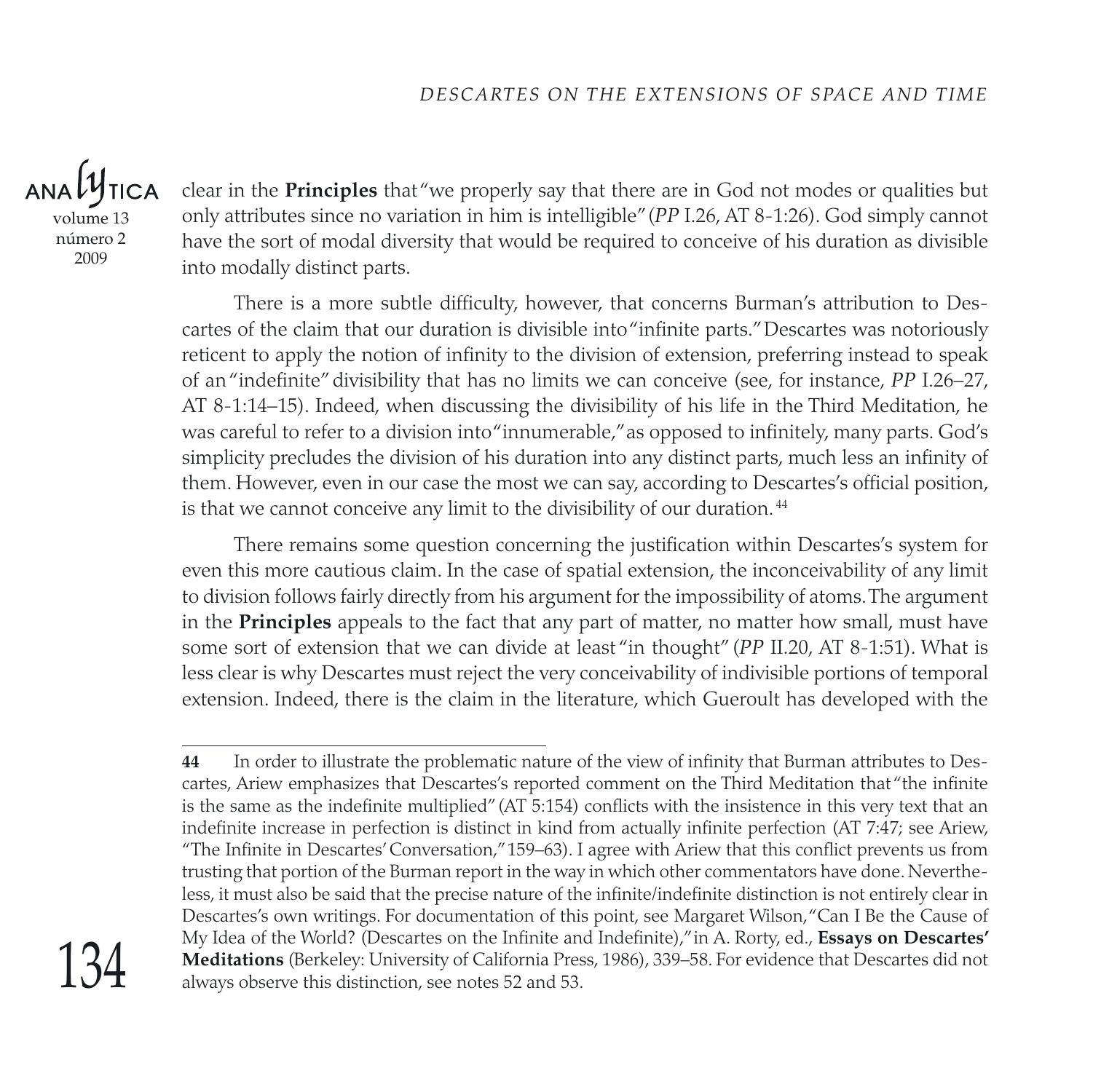clear in the **Principles** that "we properly say that there are in God not modes or qualities but only attributes since no variation in him is intelligible" (*PP* I.26, AT 8-1:26). God simply cannot have the sort of modal diversity that would be required to conceive of his duration as divisible into modally distinct parts.

There is a more subtle difficulty, however, that concerns Burman's attribution to Descartes of the claim that our duration is divisible into "infinite parts." Descartes was notoriously reticent to apply the notion of infinity to the division of extension, preferring instead to speak of an "indefinite" divisibility that has no limits we can conceive (see, for instance, *PP* I.26–27, AT 8-1:14–15). Indeed, when discussing the divisibility of his life in the Third Meditation, he was careful to refer to a division into "innumerable," as opposed to infinitely, many parts. God's simplicity precludes the division of his duration into any distinct parts, much less an infinity of them. However, even in our case the most we can say, according to Descartes's official position, is that we cannot conceive any limit to the divisibility of our duration.[44]

There remains some question concerning the justification within Descartes's system for even this more cautious claim. In the case of spatial extension, the inconceivability of any limit to division follows fairly directly from his argument for the impossibility of atoms. The argument in the **Principles** appeals to the fact that any part of matter, no matter how small, must have some sort of extension that we can divide at least "in thought" (*PP* II.20, AT 8-1:51). What is less clear is why Descartes must reject the very conceivability of indivisible portions of temporal extension. Indeed, there is the claim in the literature, which Gueroult has developed with the

---

**44** In order to illustrate the problematic nature of the view of infinity that Burman attributes to Descartes, Ariew emphasizes that Descartes's reported comment on the Third Meditation that "the infinite is the same as the indefinite multiplied" (AT 5:154) conflicts with the insistence in this very text that an indefinite increase in perfection is distinct in kind from actually infinite perfection (AT 7:47; see Ariew, "The Infinite in Descartes' Conversation," 159–63). I agree with Ariew that this conflict prevents us from trusting that portion of the Burman report in the way in which other commentators have done. Nevertheless, it must also be said that the precise nature of the infinite/indefinite distinction is not entirely clear in Descartes's own writings. For documentation of this point, see Margaret Wilson, "Can I Be the Cause of My Idea of the World? (Descartes on the Infinite and Indefinite)," in A. Rorty, ed., **Essays on Descartes' Meditations** (Berkeley: University of California Press, 1986), 339–58. For evidence that Descartes did not always observe this distinction, see notes 52 and 53.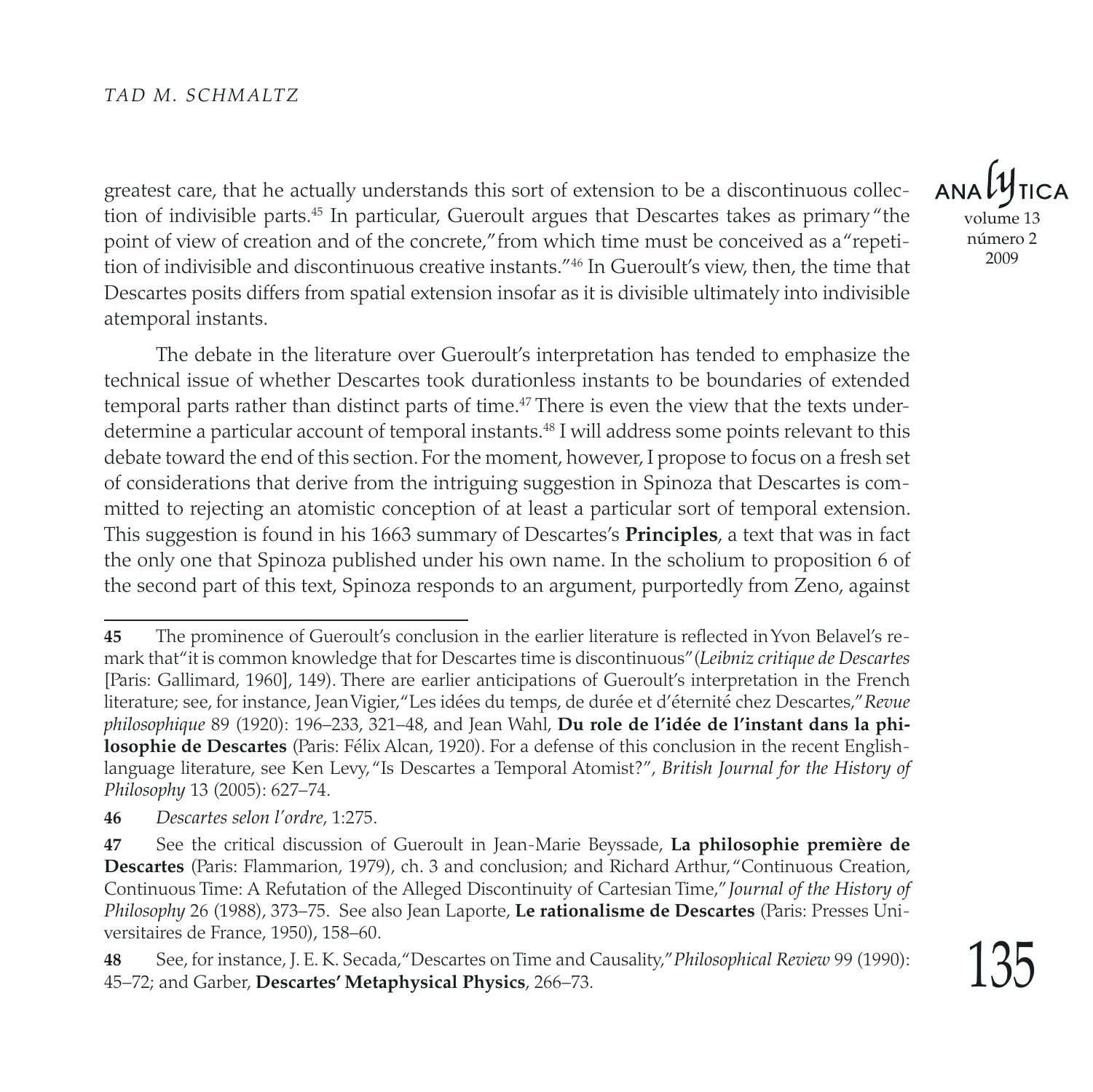greatest care, that he actually understands this sort of extension to be a discontinuous collection of indivisible parts.[45] In particular, Gueroult argues that Descartes takes as primary "the point of view of creation and of the concrete," from which time must be conceived as a "repetition of indivisible and discontinuous creative instants."[46] In Gueroult's view, then, the time that Descartes posits differs from spatial extension insofar as it is divisible ultimately into indivisible atemporal instants.

The debate in the literature over Gueroult's interpretation has tended to emphasize the technical issue of whether Descartes took durationless instants to be boundaries of extended temporal parts rather than distinct parts of time.[47] There is even the view that the texts underdetermine a particular account of temporal instants.[48] I will address some points relevant to this debate toward the end of this section. For the moment, however, I propose to focus on a fresh set of considerations that derive from the intriguing suggestion in Spinoza that Descartes is committed to rejecting an atomistic conception of at least a particular sort of temporal extension. This suggestion is found in his 1663 summary of Descartes's **Principles**, a text that was in fact the only one that Spinoza published under his own name. In the scholium to proposition 6 of the second part of this text, Spinoza responds to an argument, purportedly from Zeno, against

---

**45** The prominence of Gueroult's conclusion in the earlier literature is reflected in Yvon Belavel's remark that "it is common knowledge that for Descartes time is discontinuous" (*Leibniz critique de Descartes* [Paris: Gallimard, 1960], 149). There are earlier anticipations of Gueroult's interpretation in the French literature; see, for instance, Jean Vigier, "Les idées du temps, de durée et d'éternité chez Descartes," *Revue philosophique* 89 (1920): 196–233, 321–48, and Jean Wahl, **Du role de l'idée de l'instant dans la philosophie de Descartes** (Paris: Félix Alcan, 1920). For a defense of this conclusion in the recent English-language literature, see Ken Levy, "Is Descartes a Temporal Atomist?", *British Journal for the History of Philosophy* 13 (2005): 627–74.

**46** *Descartes selon l'ordre*, 1:275.

**47** See the critical discussion of Gueroult in Jean-Marie Beyssade, **La philosophie première de Descartes** (Paris: Flammarion, 1979), ch. 3 and conclusion; and Richard Arthur, "Continuous Creation, Continuous Time: A Refutation of the Alleged Discontinuity of Cartesian Time," *Journal of the History of Philosophy* 26 (1988), 373–75. See also Jean Laporte, **Le rationalisme de Descartes** (Paris: Presses Universitaires de France, 1950), 158–60.

**48** See, for instance, J. E. K. Secada, "Descartes on Time and Causality," *Philosophical Review* 99 (1990): 45–72; and Garber, **Descartes' Metaphysical Physics**, 266–73.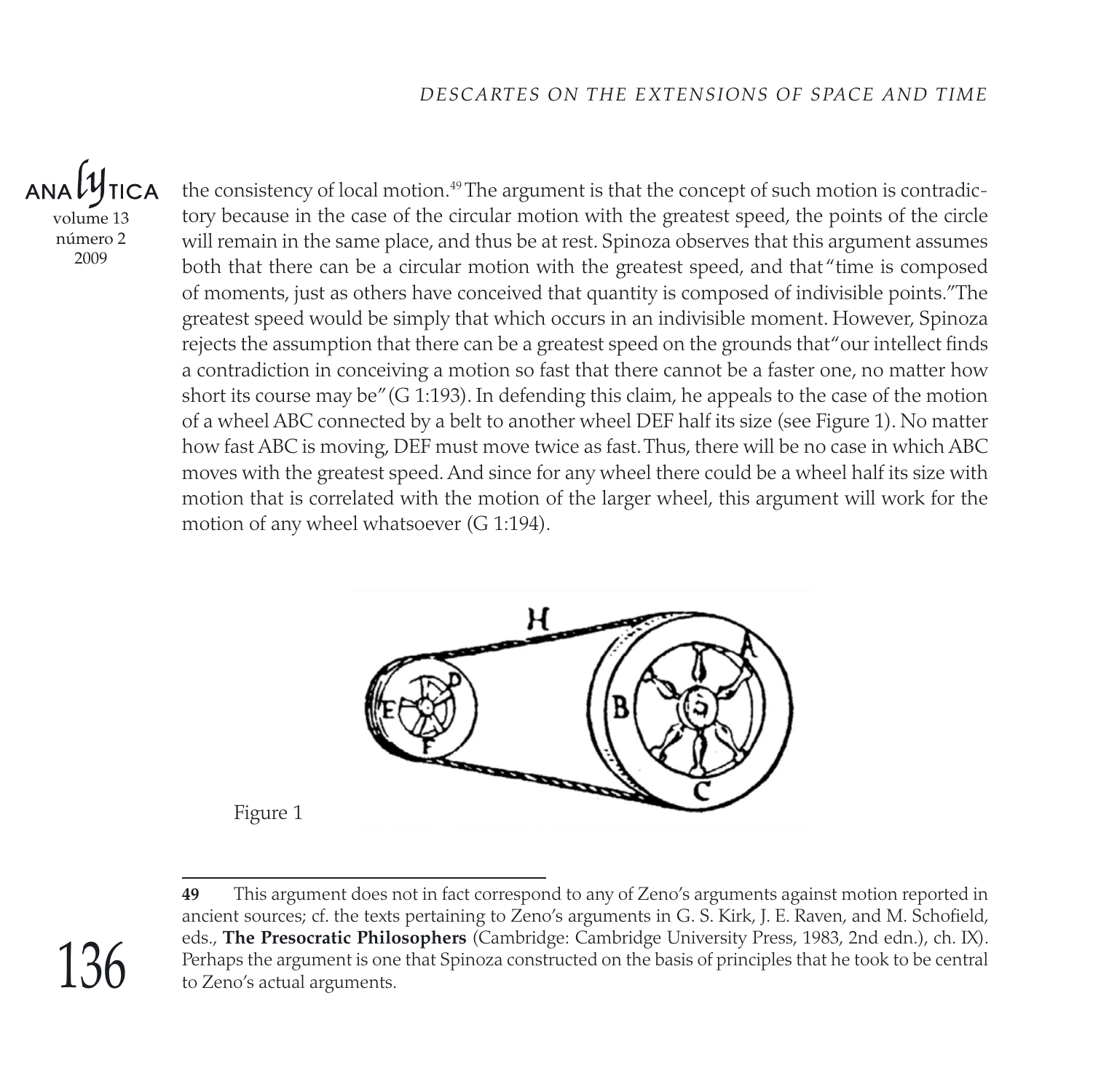the consistency of local motion.[49] The argument is that the concept of such motion is contradictory because in the case of the circular motion with the greatest speed, the points of the circle will remain in the same place, and thus be at rest. Spinoza observes that this argument assumes both that there can be a circular motion with the greatest speed, and that "time is composed of moments, just as others have conceived that quantity is composed of indivisible points." The greatest speed would be simply that which occurs in an indivisible moment. However, Spinoza rejects the assumption that there can be a greatest speed on the grounds that "our intellect finds a contradiction in conceiving a motion so fast that there cannot be a faster one, no matter how short its course may be" (G 1:193). In defending this claim, he appeals to the case of the motion of a wheel ABC connected by a belt to another wheel DEF half its size (see Figure 1). No matter how fast ABC is moving, DEF must move twice as fast. Thus, there will be no case in which ABC moves with the greatest speed. And since for any wheel there could be a wheel half its size with motion that is correlated with the motion of the larger wheel, this argument will work for the motion of any wheel whatsoever (G 1:194).

Figure 1

---

**49** This argument does not in fact correspond to any of Zeno's arguments against motion reported in ancient sources; cf. the texts pertaining to Zeno's arguments in G. S. Kirk, J. E. Raven, and M. Schofield, eds., **The Presocratic Philosophers** (Cambridge: Cambridge University Press, 1983, 2nd edn.), ch. IX). Perhaps the argument is one that Spinoza constructed on the basis of principles that he took to be central to Zeno's actual arguments.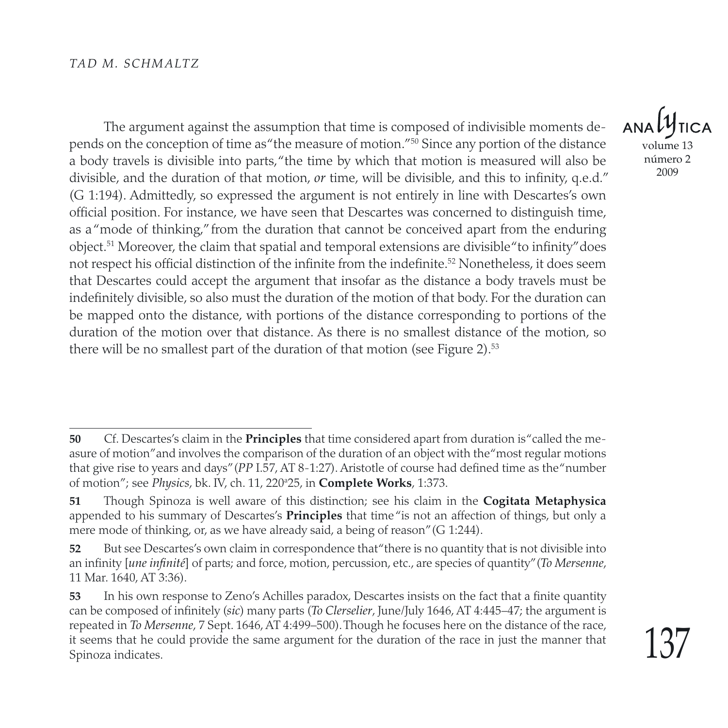The argument against the assumption that time is composed of indivisible moments depends on the conception of time as "the measure of motion."[50] Since any portion of the distance a body travels is divisible into parts, "the time by which that motion is measured will also be divisible, and the duration of that motion, *or* time, will be divisible, and this to infinity, q.e.d." (G 1:194). Admittedly, so expressed the argument is not entirely in line with Descartes's own official position. For instance, we have seen that Descartes was concerned to distinguish time, as a "mode of thinking," from the duration that cannot be conceived apart from the enduring object.[51] Moreover, the claim that spatial and temporal extensions are divisible "to infinity" does not respect his official distinction of the infinite from the indefinite.[52] Nonetheless, it does seem that Descartes could accept the argument that insofar as the distance a body travels must be indefinitely divisible, so also must the duration of the motion of that body. For the duration can be mapped onto the distance, with portions of the distance corresponding to portions of the duration of the motion over that distance. As there is no smallest distance of the motion, so there will be no smallest part of the duration of that motion (see Figure 2).[53]

---

**50** Cf. Descartes's claim in the **Principles** that time considered apart from duration is "called the measure of motion" and involves the comparison of the duration of an object with the "most regular motions that give rise to years and days" (*PP* I.57, AT 8-1:27). Aristotle of course had defined time as the "number of motion"; see *Physics*, bk. IV, ch. 11, 220[a]25, in **Complete Works**, 1:373.

**51** Though Spinoza is well aware of this distinction; see his claim in the **Cogitata Metaphysica** appended to his summary of Descartes's **Principles** that time "is not an affection of things, but only a mere mode of thinking, or, as we have already said, a being of reason" (G 1:244).

**52** But see Descartes's own claim in correspondence that "there is no quantity that is not divisible into an infinity [*une infinité*] of parts; and force, motion, percussion, etc., are species of quantity" (*To Mersenne*, 11 Mar. 1640, AT 3:36).

**53** In his own response to Zeno's Achilles paradox, Descartes insists on the fact that a finite quantity can be composed of infinitely (*sic*) many parts (*To Clerselier*, June/July 1646, AT 4:445–47; the argument is repeated in *To Mersenne*, 7 Sept. 1646, AT 4:499–500). Though he focuses here on the distance of the race, it seems that he could provide the same argument for the duration of the race in just the manner that Spinoza indicates.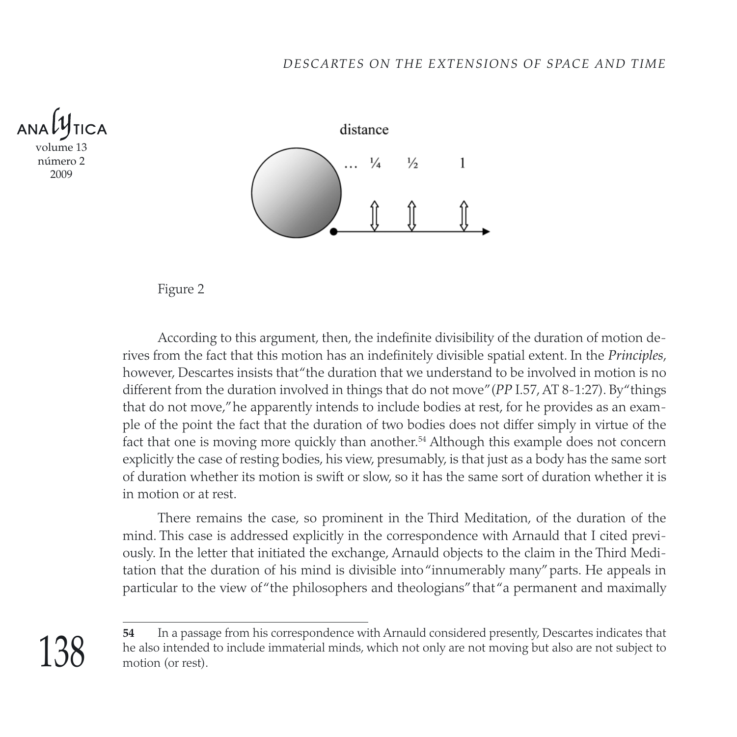Figure 2

According to this argument, then, the indefinite divisibility of the duration of motion derives from the fact that this motion has an indefinitely divisible spatial extent. In the *Principles*, however, Descartes insists that "the duration that we understand to be involved in motion is no different from the duration involved in things that do not move" (*PP* I.57, AT 8-1:27). By "things that do not move," he apparently intends to include bodies at rest, for he provides as an example of the point the fact that the duration of two bodies does not differ simply in virtue of the fact that one is moving more quickly than another.[54] Although this example does not concern explicitly the case of resting bodies, his view, presumably, is that just as a body has the same sort of duration whether its motion is swift or slow, so it has the same sort of duration whether it is in motion or at rest.

There remains the case, so prominent in the Third Meditation, of the duration of the mind. This case is addressed explicitly in the correspondence with Arnauld that I cited previously. In the letter that initiated the exchange, Arnauld objects to the claim in the Third Meditation that the duration of his mind is divisible into "innumerably many" parts. He appeals in particular to the view of "the philosophers and theologians" that "a permanent and maximally

---

**54** In a passage from his correspondence with Arnauld considered presently, Descartes indicates that he also intended to include immaterial minds, which not only are not moving but also are not subject to motion (or rest).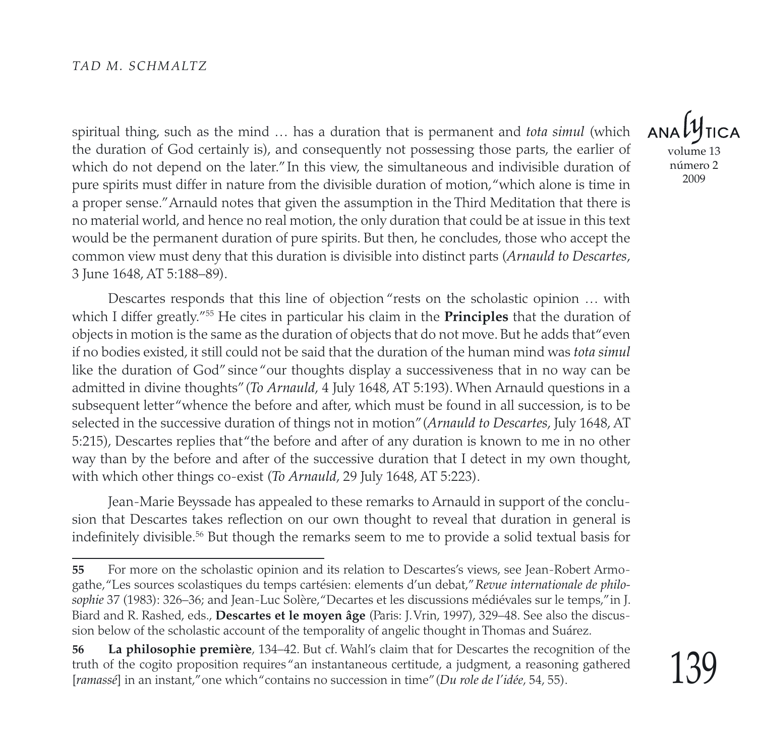spiritual thing, such as the mind … has a duration that is permanent and *tota simul* (which the duration of God certainly is), and consequently not possessing those parts, the earlier of which do not depend on the later." In this view, the simultaneous and indivisible duration of pure spirits must differ in nature from the divisible duration of motion, "which alone is time in a proper sense." Arnauld notes that given the assumption in the Third Meditation that there is no material world, and hence no real motion, the only duration that could be at issue in this text would be the permanent duration of pure spirits. But then, he concludes, those who accept the common view must deny that this duration is divisible into distinct parts (*Arnauld to Descartes*, 3 June 1648, AT 5:188–89).

Descartes responds that this line of objection "rests on the scholastic opinion … with which I differ greatly."[55] He cites in particular his claim in the **Principles** that the duration of objects in motion is the same as the duration of objects that do not move. But he adds that "even if no bodies existed, it still could not be said that the duration of the human mind was *tota simul* like the duration of God" since "our thoughts display a successiveness that in no way can be admitted in divine thoughts" (*To Arnauld*, 4 July 1648, AT 5:193). When Arnauld questions in a subsequent letter "whence the before and after, which must be found in all succession, is to be selected in the successive duration of things not in motion" (*Arnauld to Descartes*, July 1648, AT 5:215), Descartes replies that "the before and after of any duration is known to me in no other way than by the before and after of the successive duration that I detect in my own thought, with which other things co-exist (*To Arnauld*, 29 July 1648, AT 5:223).

Jean-Marie Beyssade has appealed to these remarks to Arnauld in support of the conclusion that Descartes takes reflection on our own thought to reveal that duration in general is indefinitely divisible.[56] But though the remarks seem to me to provide a solid textual basis for

---

**55** For more on the scholastic opinion and its relation to Descartes's views, see Jean-Robert Armogathe, "Les sources scolastiques du temps cartésien: elements d'un debat," *Revue internationale de philosophie* 37 (1983): 326–36; and Jean-Luc Solère, "Decartes et les discussions médiévales sur le temps," in J. Biard and R. Rashed, eds., **Descartes et le moyen âge** (Paris: J. Vrin, 1997), 329–48. See also the discussion below of the scholastic account of the temporality of angelic thought in Thomas and Suárez.

**56** **La philosophie première**, 134–42. But cf. Wahl's claim that for Descartes the recognition of the truth of the cogito proposition requires "an instantaneous certitude, a judgment, a reasoning gathered [*ramassé*] in an instant," one which "contains no succession in time" (*Du role de l'idée*, 54, 55).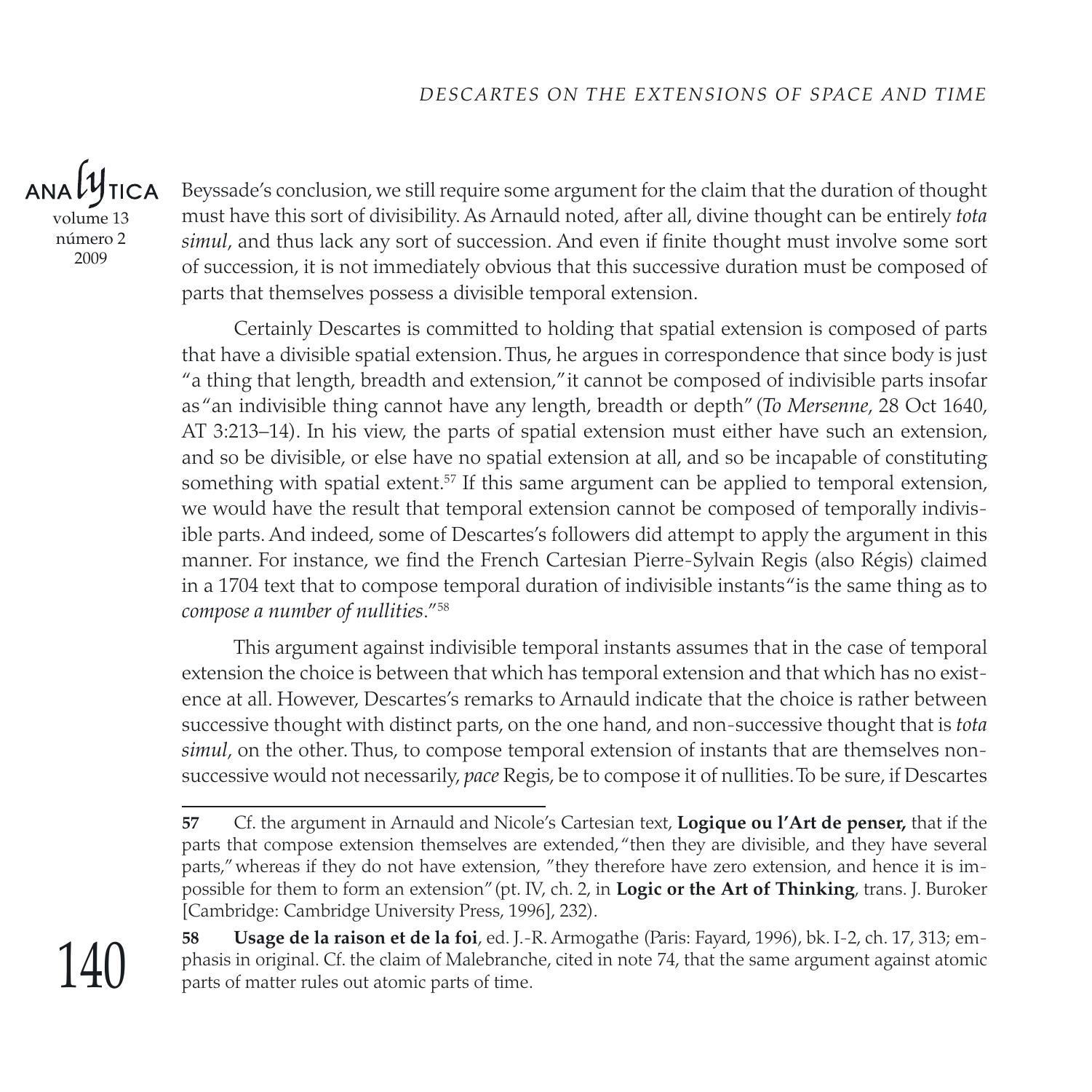Beyssade's conclusion, we still require some argument for the claim that the duration of thought must have this sort of divisibility. As Arnauld noted, after all, divine thought can be entirely *tota simul*, and thus lack any sort of succession. And even if finite thought must involve some sort of succession, it is not immediately obvious that this successive duration must be composed of parts that themselves possess a divisible temporal extension.

Certainly Descartes is committed to holding that spatial extension is composed of parts that have a divisible spatial extension. Thus, he argues in correspondence that since body is just "a thing that length, breadth and extension," it cannot be composed of indivisible parts insofar as "an indivisible thing cannot have any length, breadth or depth" (*To Mersenne*, 28 Oct 1640, AT 3:213–14). In his view, the parts of spatial extension must either have such an extension, and so be divisible, or else have no spatial extension at all, and so be incapable of constituting something with spatial extent.[57] If this same argument can be applied to temporal extension, we would have the result that temporal extension cannot be composed of temporally indivisible parts. And indeed, some of Descartes's followers did attempt to apply the argument in this manner. For instance, we find the French Cartesian Pierre-Sylvain Regis (also Régis) claimed in a 1704 text that to compose temporal duration of indivisible instants "is the same thing as to *compose a number of nullities*."[58]

This argument against indivisible temporal instants assumes that in the case of temporal extension the choice is between that which has temporal extension and that which has no existence at all. However, Descartes's remarks to Arnauld indicate that the choice is rather between successive thought with distinct parts, on the one hand, and non-successive thought that is *tota simul*, on the other. Thus, to compose temporal extension of instants that are themselves non-successive would not necessarily, *pace* Regis, be to compose it of nullities. To be sure, if Descartes

---

**57** Cf. the argument in Arnauld and Nicole's Cartesian text, **Logique ou l'Art de penser,** that if the parts that compose extension themselves are extended, "then they are divisible, and they have several parts," whereas if they do not have extension, "they therefore have zero extension, and hence it is impossible for them to form an extension" (pt. IV, ch. 2, in **Logic or the Art of Thinking**, trans. J. Buroker [Cambridge: Cambridge University Press, 1996], 232).

**58** **Usage de la raison et de la foi**, ed. J.-R. Armogathe (Paris: Fayard, 1996), bk. I-2, ch. 17, 313; emphasis in original. Cf. the claim of Malebranche, cited in note 74, that the same argument against atomic parts of matter rules out atomic parts of time.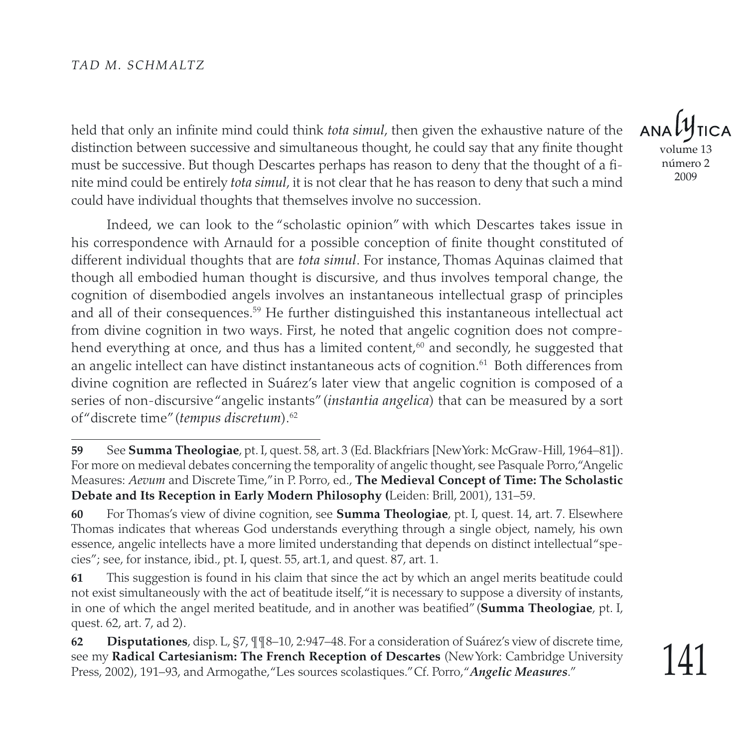held that only an infinite mind could think *tota simul*, then given the exhaustive nature of the distinction between successive and simultaneous thought, he could say that any finite thought must be successive. But though Descartes perhaps has reason to deny that the thought of a finite mind could be entirely *tota simul*, it is not clear that he has reason to deny that such a mind could have individual thoughts that themselves involve no succession.

Indeed, we can look to the "scholastic opinion" with which Descartes takes issue in his correspondence with Arnauld for a possible conception of finite thought constituted of different individual thoughts that are *tota simul*. For instance, Thomas Aquinas claimed that though all embodied human thought is discursive, and thus involves temporal change, the cognition of disembodied angels involves an instantaneous intellectual grasp of principles and all of their consequences.[59] He further distinguished this instantaneous intellectual act from divine cognition in two ways. First, he noted that angelic cognition does not comprehend everything at once, and thus has a limited content,[60] and secondly, he suggested that an angelic intellect can have distinct instantaneous acts of cognition.[61] Both differences from divine cognition are reflected in Suárez's later view that angelic cognition is composed of a series of non-discursive "angelic instants" (*instantia angelica*) that can be measured by a sort of "discrete time" (*tempus discretum*).[62]

---

**59** See **Summa Theologiae**, pt. I, quest. 58, art. 3 (Ed. Blackfriars [New York: McGraw-Hill, 1964–81]). For more on medieval debates concerning the temporality of angelic thought, see Pasquale Porro, "Angelic Measures: *Aevum* and Discrete Time," in P. Porro, ed., **The Medieval Concept of Time: The Scholastic Debate and Its Reception in Early Modern Philosophy (**Leiden: Brill, 2001), 131–59.

**60** For Thomas's view of divine cognition, see **Summa Theologiae**, pt. I, quest. 14, art. 7. Elsewhere Thomas indicates that whereas God understands everything through a single object, namely, his own essence, angelic intellects have a more limited understanding that depends on distinct intellectual "species"; see, for instance, ibid., pt. I, quest. 55, art.1, and quest. 87, art. 1.

**61** This suggestion is found in his claim that since the act by which an angel merits beatitude could not exist simultaneously with the act of beatitude itself, "it is necessary to suppose a diversity of instants, in one of which the angel merited beatitude, and in another was beatified" (**Summa Theologiae**, pt. I, quest. 62, art. 7, ad 2).

**62** **Disputationes**, disp. L, §7, ¶¶8–10, 2:947–48. For a consideration of Suárez's view of discrete time, see my **Radical Cartesianism: The French Reception of Descartes** (New York: Cambridge University Press, 2002), 191–93, and Armogathe, "Les sources scolastiques." Cf. Porro, "***Angelic Measures***."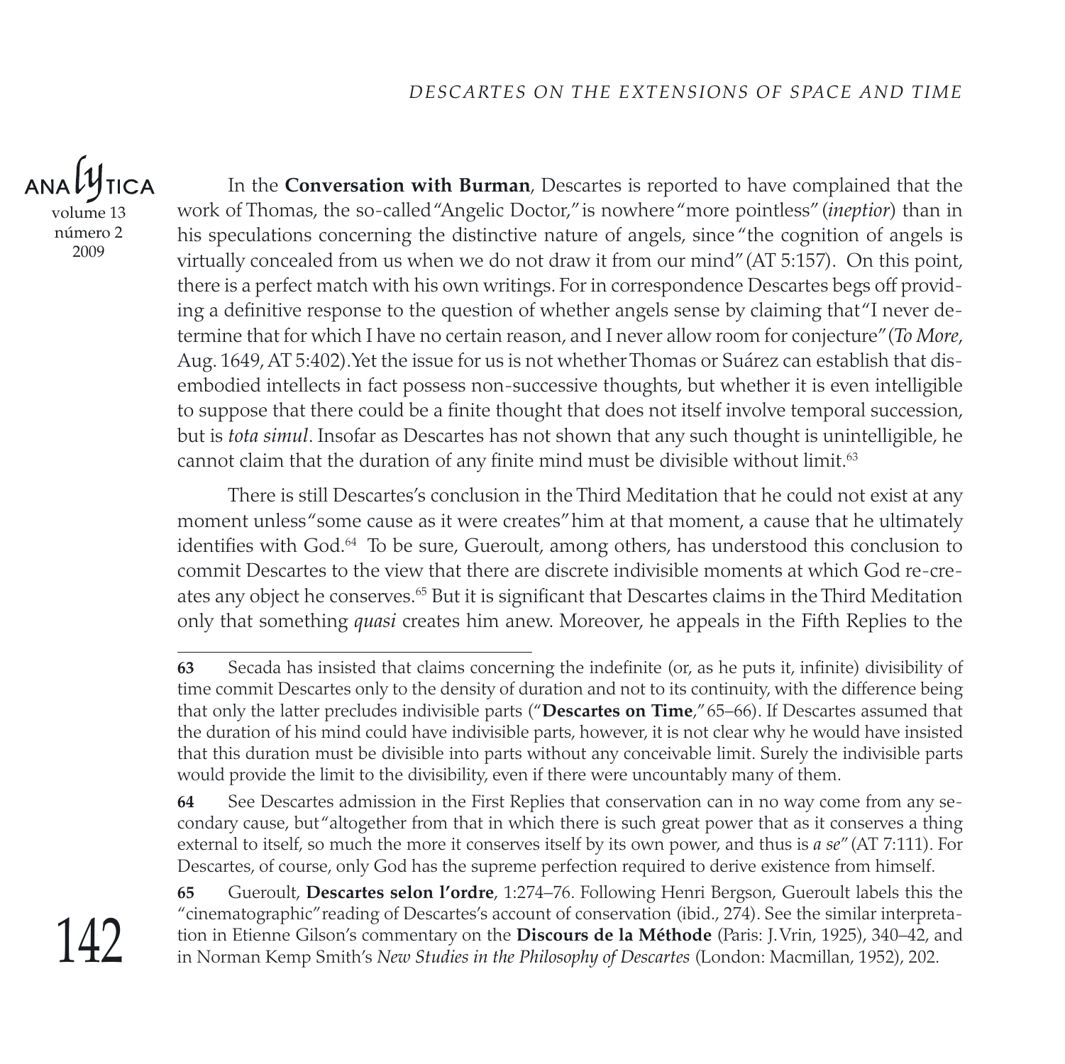In the **Conversation with Burman**, Descartes is reported to have complained that the work of Thomas, the so-called "Angelic Doctor," is nowhere "more pointless" (*ineptior*) than in his speculations concerning the distinctive nature of angels, since "the cognition of angels is virtually concealed from us when we do not draw it from our mind" (AT 5:157). On this point, there is a perfect match with his own writings. For in correspondence Descartes begs off providing a definitive response to the question of whether angels sense by claiming that "I never determine that for which I have no certain reason, and I never allow room for conjecture" (*To More*, Aug. 1649, AT 5:402). Yet the issue for us is not whether Thomas or Suárez can establish that disembodied intellects in fact possess non-successive thoughts, but whether it is even intelligible to suppose that there could be a finite thought that does not itself involve temporal succession, but is *tota simul*. Insofar as Descartes has not shown that any such thought is unintelligible, he cannot claim that the duration of any finite mind must be divisible without limit.[63]

There is still Descartes's conclusion in the Third Meditation that he could not exist at any moment unless "some cause as it were creates" him at that moment, a cause that he ultimately identifies with God.[64] To be sure, Gueroult, among others, has understood this conclusion to commit Descartes to the view that there are discrete indivisible moments at which God re-creates any object he conserves.[65] But it is significant that Descartes claims in the Third Meditation only that something *quasi* creates him anew. Moreover, he appeals in the Fifth Replies to the

---

**63** Secada has insisted that claims concerning the indefinite (or, as he puts it, infinite) divisibility of time commit Descartes only to the density of duration and not to its continuity, with the difference being that only the latter precludes indivisible parts ("**Descartes on Time**," 65–66). If Descartes assumed that the duration of his mind could have indivisible parts, however, it is not clear why he would have insisted that this duration must be divisible into parts without any conceivable limit. Surely the indivisible parts would provide the limit to the divisibility, even if there were uncountably many of them.

**64** See Descartes admission in the First Replies that conservation can in no way come from any secondary cause, but "altogether from that in which there is such great power that as it conserves a thing external to itself, so much the more it conserves itself by its own power, and thus is *a se*" (AT 7:111). For Descartes, of course, only God has the supreme perfection required to derive existence from himself.

**65** Gueroult, **Descartes selon l'ordre**, 1:274–76. Following Henri Bergson, Gueroult labels this the "cinematographic" reading of Descartes's account of conservation (ibid., 274). See the similar interpretation in Etienne Gilson's commentary on the **Discours de la Méthode** (Paris: J. Vrin, 1925), 340–42, and in Norman Kemp Smith's *New Studies in the Philosophy of Descartes* (London: Macmillan, 1952), 202.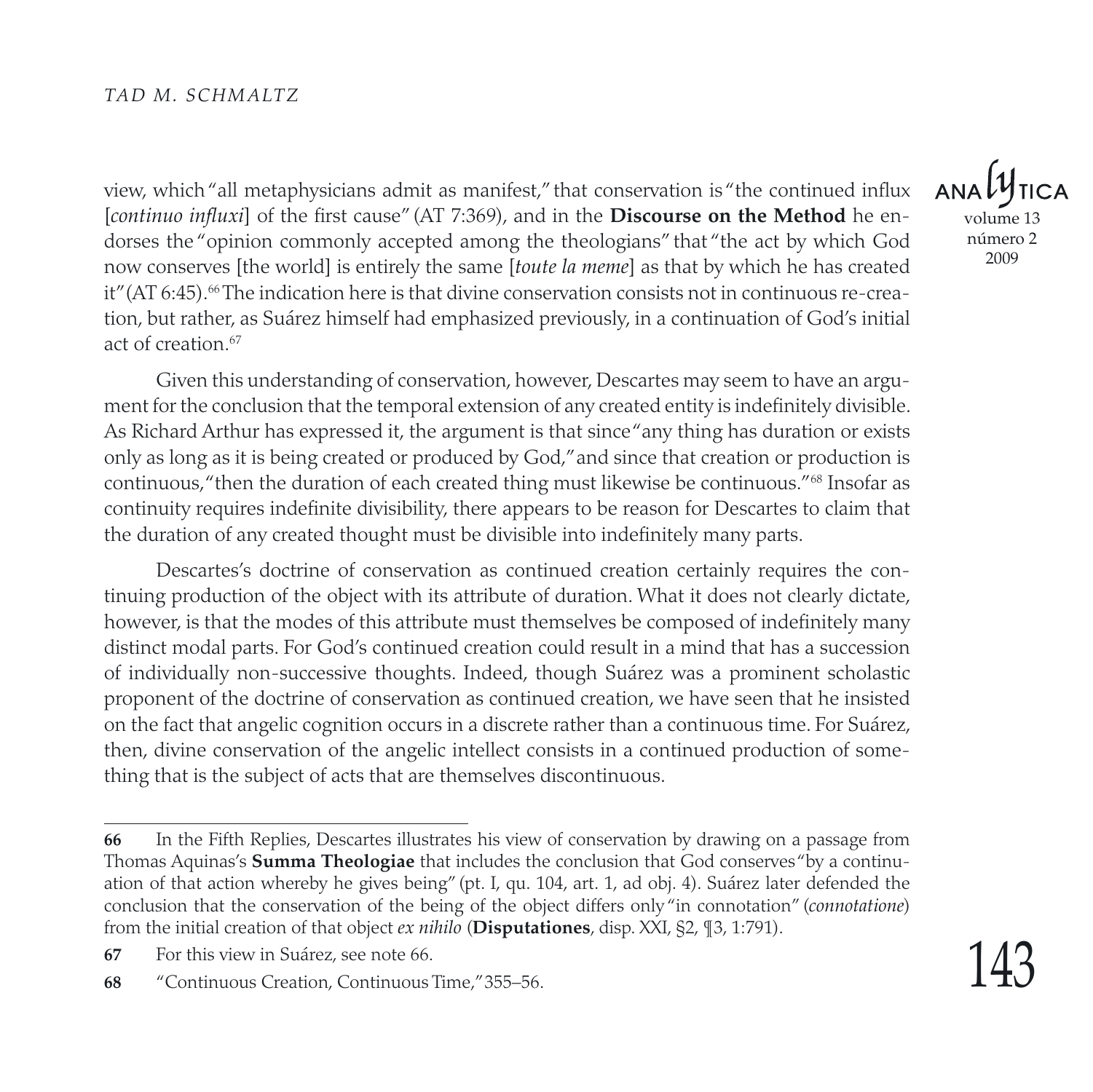view, which "all metaphysicians admit as manifest," that conservation is "the continued influx [*continuo influxi*] of the first cause" (AT 7:369), and in the **Discourse on the Method** he endorses the "opinion commonly accepted among the theologians" that "the act by which God now conserves [the world] is entirely the same [*toute la meme*] as that by which he has created it" (AT 6:45).[66] The indication here is that divine conservation consists not in continuous re-creation, but rather, as Suárez himself had emphasized previously, in a continuation of God's initial act of creation.[67]

Given this understanding of conservation, however, Descartes may seem to have an argument for the conclusion that the temporal extension of any created entity is indefinitely divisible. As Richard Arthur has expressed it, the argument is that since "any thing has duration or exists only as long as it is being created or produced by God," and since that creation or production is continuous, "then the duration of each created thing must likewise be continuous."[68] Insofar as continuity requires indefinite divisibility, there appears to be reason for Descartes to claim that the duration of any created thought must be divisible into indefinitely many parts.

Descartes's doctrine of conservation as continued creation certainly requires the continuing production of the object with its attribute of duration. What it does not clearly dictate, however, is that the modes of this attribute must themselves be composed of indefinitely many distinct modal parts. For God's continued creation could result in a mind that has a succession of individually non-successive thoughts. Indeed, though Suárez was a prominent scholastic proponent of the doctrine of conservation as continued creation, we have seen that he insisted on the fact that angelic cognition occurs in a discrete rather than a continuous time. For Suárez, then, divine conservation of the angelic intellect consists in a continued production of something that is the subject of acts that are themselves discontinuous.

---

**66** In the Fifth Replies, Descartes illustrates his view of conservation by drawing on a passage from Thomas Aquinas's **Summa Theologiae** that includes the conclusion that God conserves "by a continuation of that action whereby he gives being" (pt. I, qu. 104, art. 1, ad obj. 4). Suárez later defended the conclusion that the conservation of the being of the object differs only "in connotation" (*connotatione*) from the initial creation of that object *ex nihilo* (**Disputationes**, disp. XXI, §2, ¶3, 1:791).

**67** For this view in Suárez, see note 66.

**68** "Continuous Creation, Continuous Time," 355–56.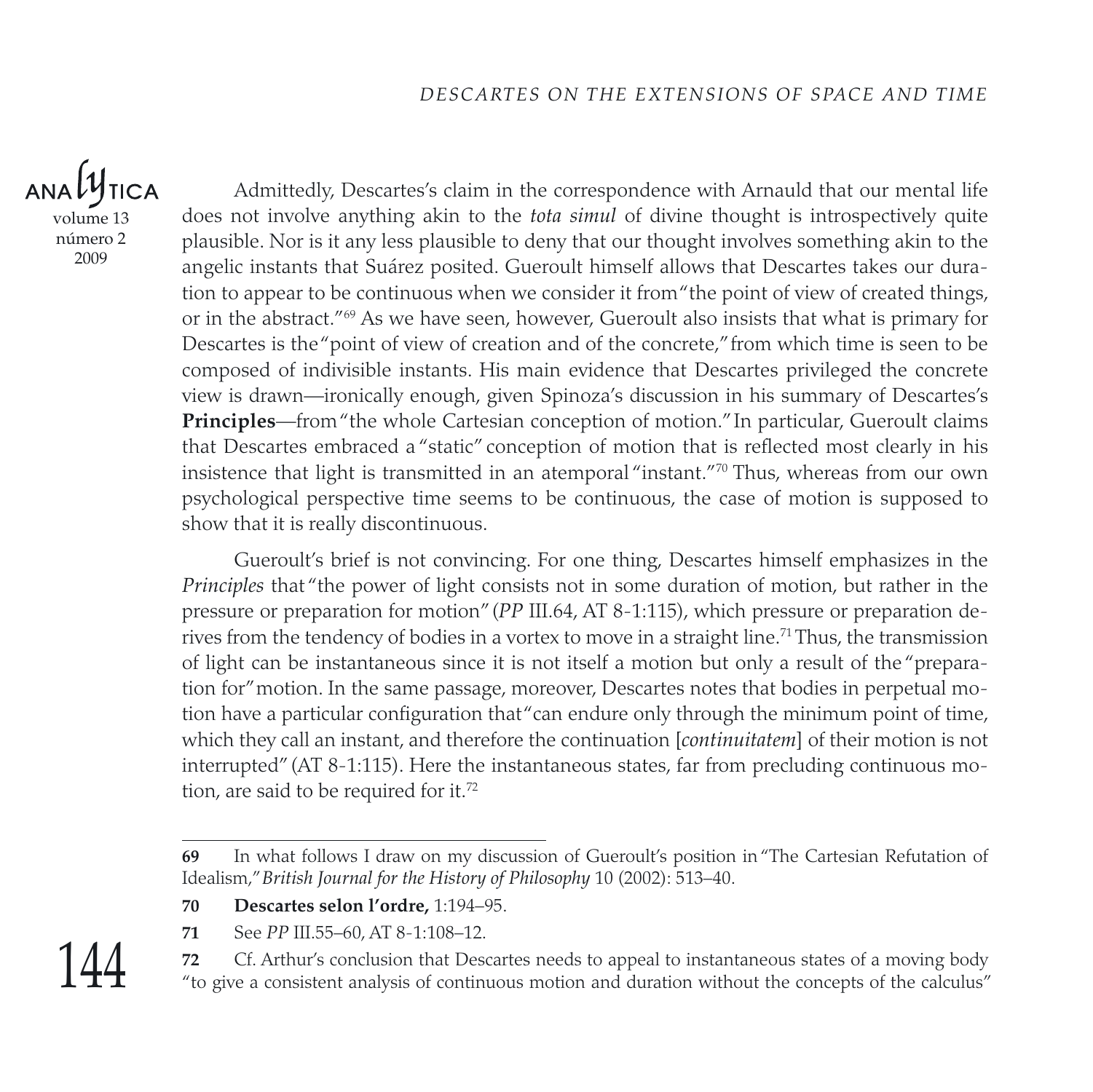Admittedly, Descartes's claim in the correspondence with Arnauld that our mental life does not involve anything akin to the *tota simul* of divine thought is introspectively quite plausible. Nor is it any less plausible to deny that our thought involves something akin to the angelic instants that Suárez posited. Gueroult himself allows that Descartes takes our duration to appear to be continuous when we consider it from "the point of view of created things, or in the abstract."[69] As we have seen, however, Gueroult also insists that what is primary for Descartes is the "point of view of creation and of the concrete," from which time is seen to be composed of indivisible instants. His main evidence that Descartes privileged the concrete view is drawn—ironically enough, given Spinoza's discussion in his summary of Descartes's **Principles**—from "the whole Cartesian conception of motion." In particular, Gueroult claims that Descartes embraced a "static" conception of motion that is reflected most clearly in his insistence that light is transmitted in an atemporal "instant."[70] Thus, whereas from our own psychological perspective time seems to be continuous, the case of motion is supposed to show that it is really discontinuous.

Gueroult's brief is not convincing. For one thing, Descartes himself emphasizes in the *Principles* that "the power of light consists not in some duration of motion, but rather in the pressure or preparation for motion" (*PP* III.64, AT 8-1:115), which pressure or preparation derives from the tendency of bodies in a vortex to move in a straight line.[71] Thus, the transmission of light can be instantaneous since it is not itself a motion but only a result of the "preparation for" motion. In the same passage, moreover, Descartes notes that bodies in perpetual motion have a particular configuration that "can endure only through the minimum point of time, which they call an instant, and therefore the continuation [*continuitatem*] of their motion is not interrupted" (AT 8-1:115). Here the instantaneous states, far from precluding continuous motion, are said to be required for it.[72]

---

**69** In what follows I draw on my discussion of Gueroult's position in "The Cartesian Refutation of Idealism," *British Journal for the History of Philosophy* 10 (2002): 513–40.

**70** **Descartes selon l'ordre,** 1:194–95.

**71** See *PP* III.55–60, AT 8-1:108–12.

**72** Cf. Arthur's conclusion that Descartes needs to appeal to instantaneous states of a moving body "to give a consistent analysis of continuous motion and duration without the concepts of the calculus"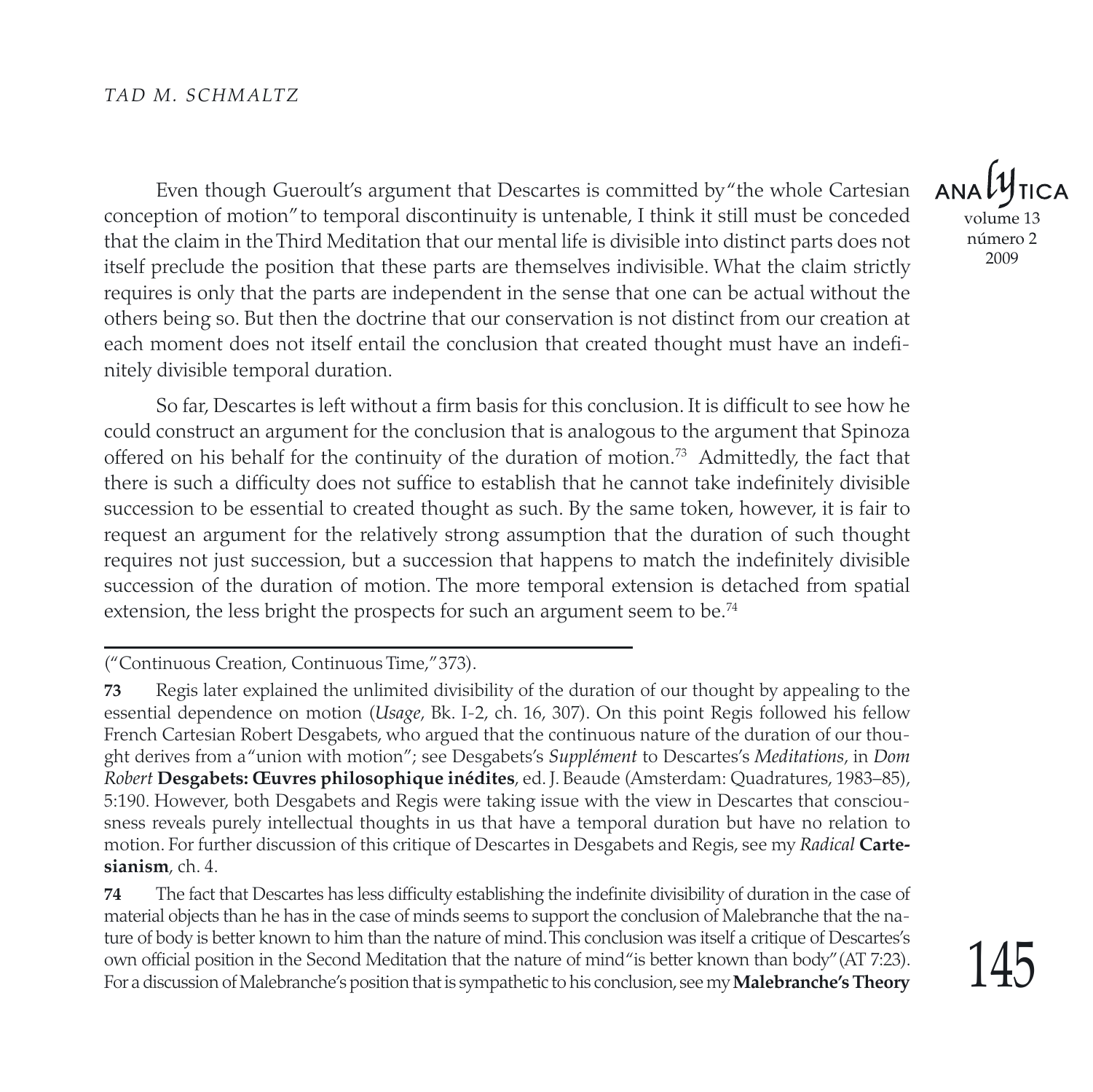Even though Gueroult's argument that Descartes is committed by "the whole Cartesian conception of motion" to temporal discontinuity is untenable, I think it still must be conceded that the claim in the Third Meditation that our mental life is divisible into distinct parts does not itself preclude the position that these parts are themselves indivisible. What the claim strictly requires is only that the parts are independent in the sense that one can be actual without the others being so. But then the doctrine that our conservation is not distinct from our creation at each moment does not itself entail the conclusion that created thought must have an indefinitely divisible temporal duration.

So far, Descartes is left without a firm basis for this conclusion. It is difficult to see how he could construct an argument for the conclusion that is analogous to the argument that Spinoza offered on his behalf for the continuity of the duration of motion.[73] Admittedly, the fact that there is such a difficulty does not suffice to establish that he cannot take indefinitely divisible succession to be essential to created thought as such. By the same token, however, it is fair to request an argument for the relatively strong assumption that the duration of such thought requires not just succession, but a succession that happens to match the indefinitely divisible succession of the duration of motion. The more temporal extension is detached from spatial extension, the less bright the prospects for such an argument seem to be.[74]

---

("Continuous Creation, Continuous Time," 373).

**73** Regis later explained the unlimited divisibility of the duration of our thought by appealing to the essential dependence on motion (*Usage*, Bk. I-2, ch. 16, 307). On this point Regis followed his fellow French Cartesian Robert Desgabets, who argued that the continuous nature of the duration of our thought derives from a "union with motion"; see Desgabets's *Supplément* to Descartes's *Meditations*, in *Dom Robert* **Desgabets: Œuvres philosophique inédites**, ed. J. Beaude (Amsterdam: Quadratures, 1983–85), 5:190. However, both Desgabets and Regis were taking issue with the view in Descartes that consciousness reveals purely intellectual thoughts in us that have a temporal duration but have no relation to motion. For further discussion of this critique of Descartes in Desgabets and Regis, see my *Radical* **Cartesianism**, ch. 4.

**74** The fact that Descartes has less difficulty establishing the indefinite divisibility of duration in the case of material objects than he has in the case of minds seems to support the conclusion of Malebranche that the nature of body is better known to him than the nature of mind. This conclusion was itself a critique of Descartes's own official position in the Second Meditation that the nature of mind "is better known than body" (AT 7:23). For a discussion of Malebranche's position that is sympathetic to his conclusion, see my **Malebranche's Theory**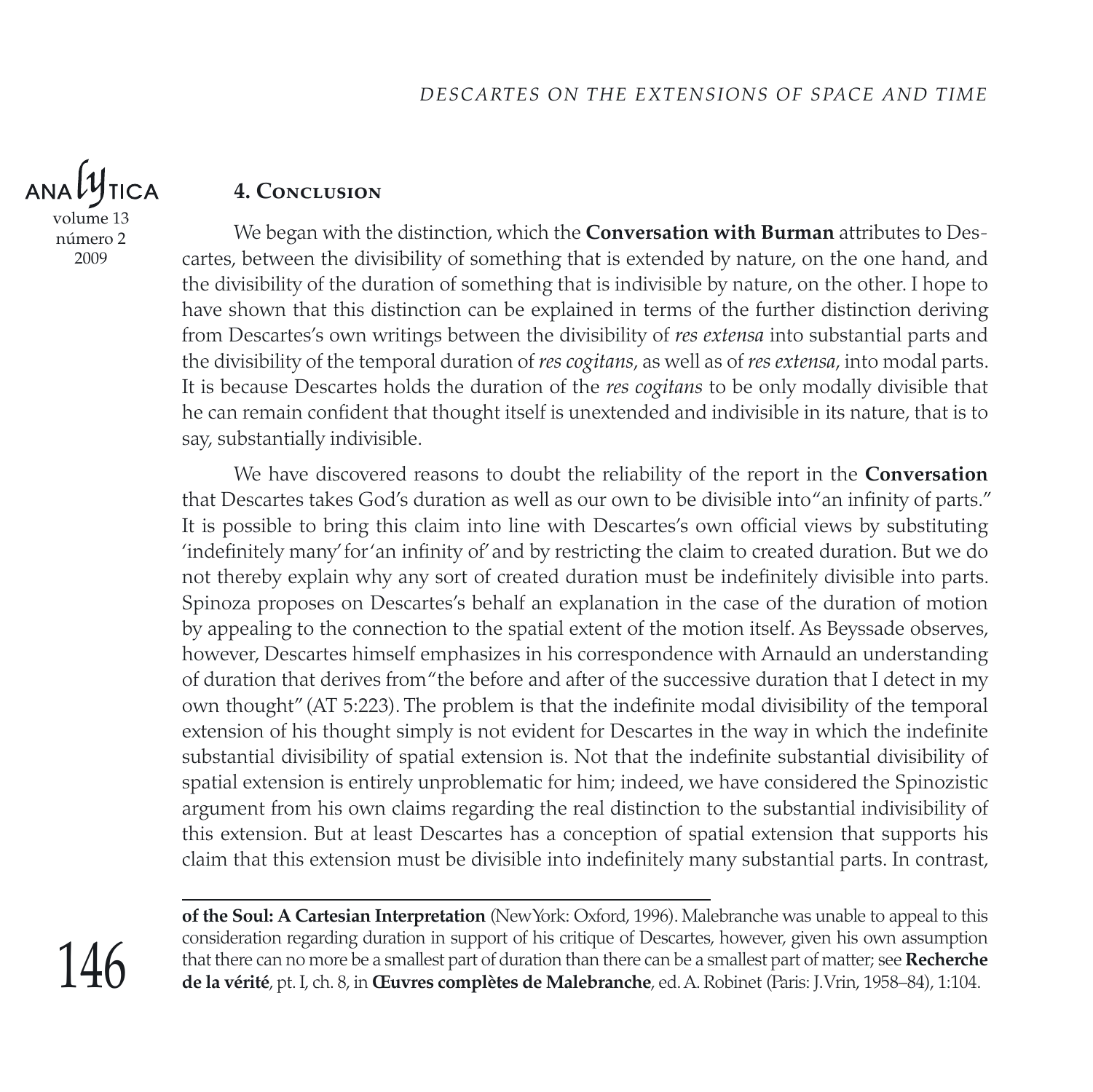## 4. Conclusion

We began with the distinction, which the **Conversation with Burman** attributes to Descartes, between the divisibility of something that is extended by nature, on the one hand, and the divisibility of the duration of something that is indivisible by nature, on the other. I hope to have shown that this distinction can be explained in terms of the further distinction deriving from Descartes's own writings between the divisibility of *res extensa* into substantial parts and the divisibility of the temporal duration of *res cogitans*, as well as of *res extensa*, into modal parts. It is because Descartes holds the duration of the *res cogitans* to be only modally divisible that he can remain confident that thought itself is unextended and indivisible in its nature, that is to say, substantially indivisible.

We have discovered reasons to doubt the reliability of the report in the **Conversation** that Descartes takes God's duration as well as our own to be divisible into "an infinity of parts." It is possible to bring this claim into line with Descartes's own official views by substituting 'indefinitely many' for 'an infinity of' and by restricting the claim to created duration. But we do not thereby explain why any sort of created duration must be indefinitely divisible into parts. Spinoza proposes on Descartes's behalf an explanation in the case of the duration of motion by appealing to the connection to the spatial extent of the motion itself. As Beyssade observes, however, Descartes himself emphasizes in his correspondence with Arnauld an understanding of duration that derives from "the before and after of the successive duration that I detect in my own thought" (AT 5:223). The problem is that the indefinite modal divisibility of the temporal extension of his thought simply is not evident for Descartes in the way in which the indefinite substantial divisibility of spatial extension is. Not that the indefinite substantial divisibility of spatial extension is entirely unproblematic for him; indeed, we have considered the Spinozistic argument from his own claims regarding the real distinction to the substantial indivisibility of this extension. But at least Descartes has a conception of spatial extension that supports his claim that this extension must be divisible into indefinitely many substantial parts. In contrast,

---

**of the Soul: A Cartesian Interpretation** (New York: Oxford, 1996). Malebranche was unable to appeal to this consideration regarding duration in support of his critique of Descartes, however, given his own assumption that there can no more be a smallest part of duration than there can be a smallest part of matter; see **Recherche de la vérité**, pt. I, ch. 8, in **Œuvres complètes de Malebranche**, ed. A. Robinet (Paris: J. Vrin, 1958–84), 1:104.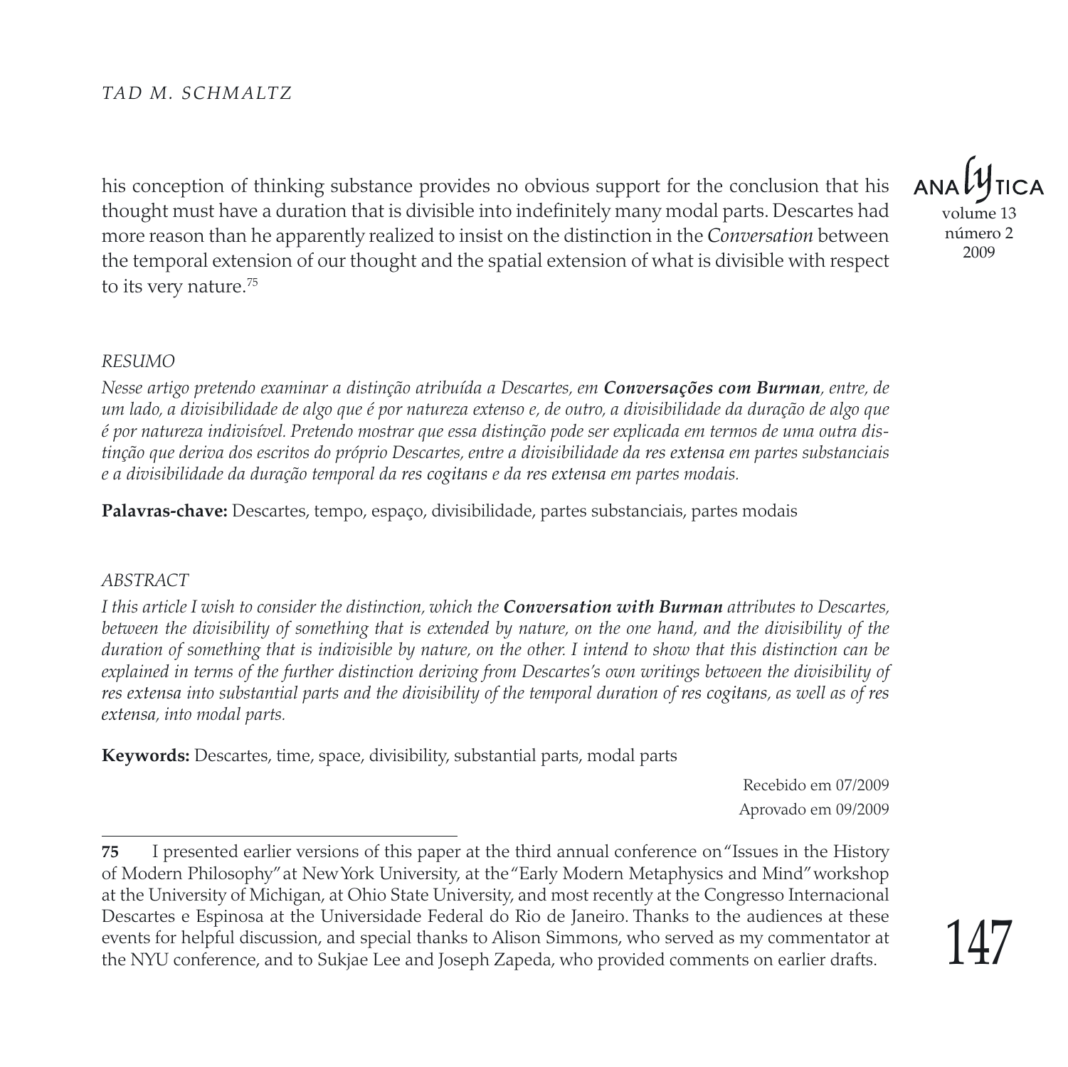his conception of thinking substance provides no obvious support for the conclusion that his thought must have a duration that is divisible into indefinitely many modal parts. Descartes had more reason than he apparently realized to insist on the distinction in the *Conversation* between the temporal extension of our thought and the spatial extension of what is divisible with respect to its very nature.[75]

*RESUMO*

*Nesse artigo pretendo examinar a distinção atribuída a Descartes, em* ***Conversações com Burman****, entre, de um lado, a divisibilidade de algo que é por natureza extenso e, de outro, a divisibilidade da duração de algo que é por natureza indivisível. Pretendo mostrar que essa distinção pode ser explicada em termos de uma outra distinção que deriva dos escritos do próprio Descartes, entre a divisibilidade da* res extensa *em partes substanciais e a divisibilidade da duração temporal da* res cogitans *e da* res extensa *em partes modais.*

**Palavras-chave:** Descartes, tempo, espaço, divisibilidade, partes substanciais, partes modais

*ABSTRACT*

*I this article I wish to consider the distinction, which the* ***Conversation with Burman*** *attributes to Descartes, between the divisibility of something that is extended by nature, on the one hand, and the divisibility of the duration of something that is indivisible by nature, on the other. I intend to show that this distinction can be explained in terms of the further distinction deriving from Descartes's own writings between the divisibility of* res extensa *into substantial parts and the divisibility of the temporal duration of* res cogitans*, as well as of* res extensa*, into modal parts.*

**Keywords:** Descartes, time, space, divisibility, substantial parts, modal parts

Recebido em 07/2009

Aprovado em 09/2009

---

**75** I presented earlier versions of this paper at the third annual conference on "Issues in the History of Modern Philosophy" at New York University, at the "Early Modern Metaphysics and Mind" workshop at the University of Michigan, at Ohio State University, and most recently at the Congresso Internacional Descartes e Espinosa at the Universidade Federal do Rio de Janeiro. Thanks to the audiences at these events for helpful discussion, and special thanks to Alison Simmons, who served as my commentator at the NYU conference, and to Sukjae Lee and Joseph Zapeda, who provided comments on earlier drafts.